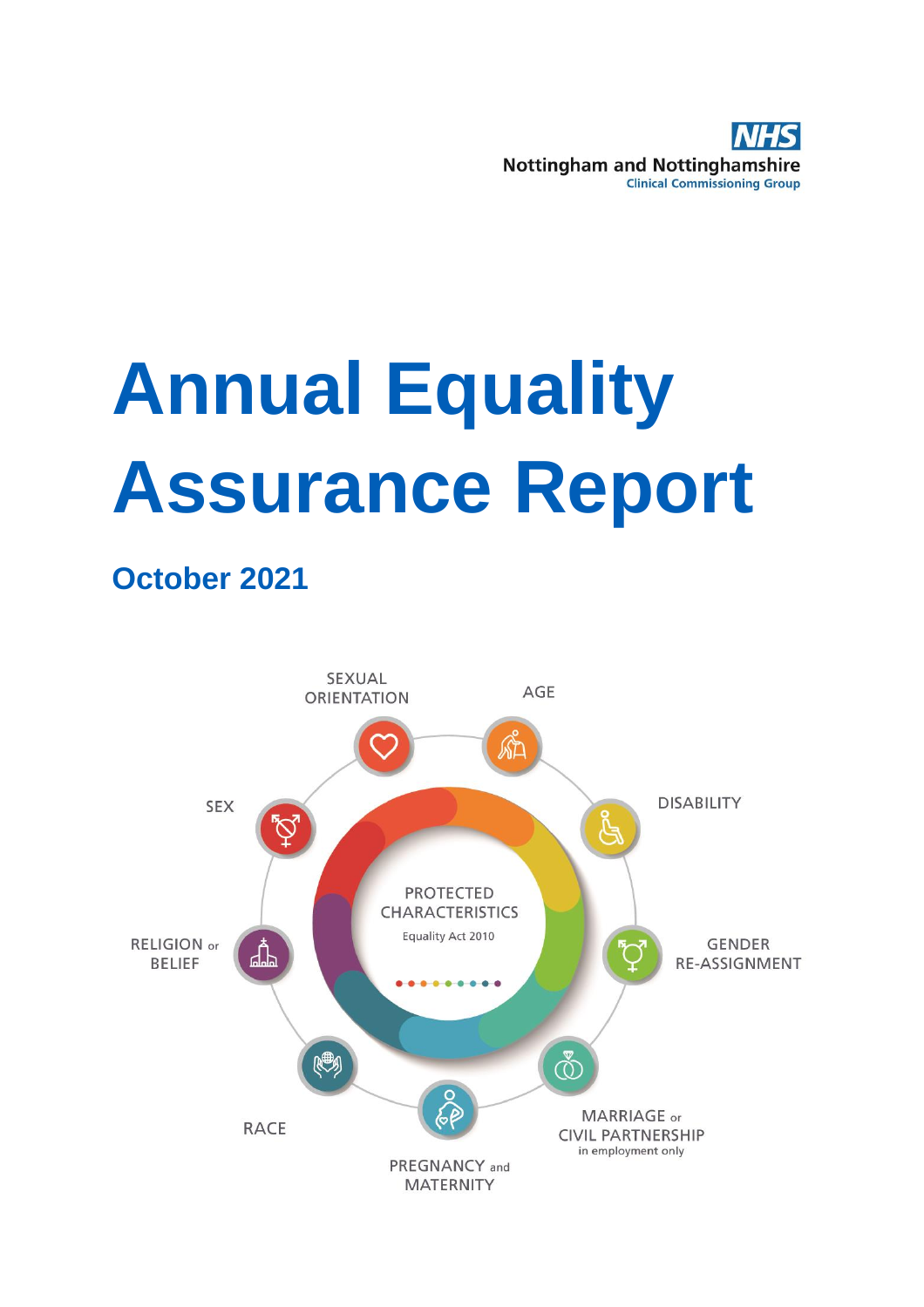NHS
Nottingham and Nottinghamshire
Clinical Commissioning Group

# Annual Equality Assurance Report

## October 2021

SEXUAL ORIENTATION

AGE

DISABILITY

GENDER RE-ASSIGNMENT

MARRIAGE or CIVIL PARTNERSHIP in employment only

PREGNANCY and MATERNITY

RACE

RELIGION or BELIEF

SEX

PROTECTED CHARACTERISTICS
Equality Act 2010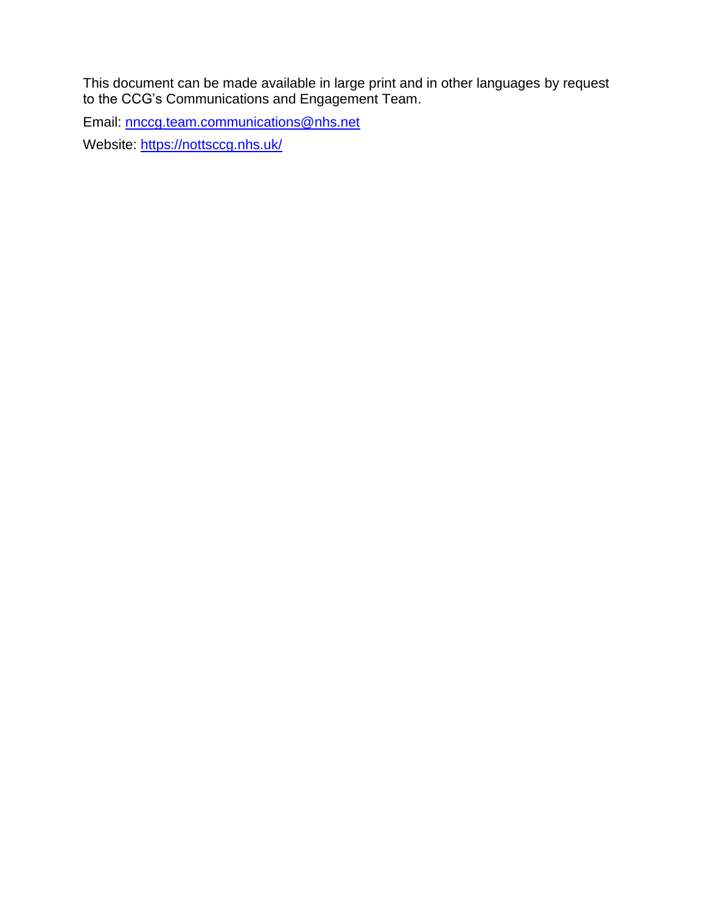This document can be made available in large print and in other languages by request to the CCG's Communications and Engagement Team.

Email: [nnccg.team.communications@nhs.net](mailto:nnccg.team.communications@nhs.net)

Website: [https://nottsccg.nhs.uk/](https://nottsccg.nhs.uk/)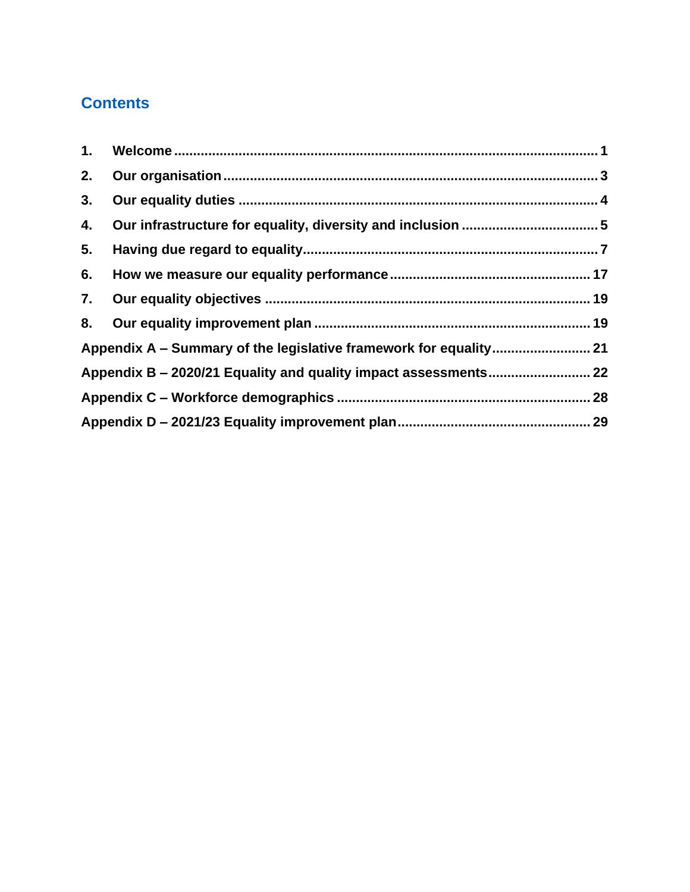## Contents

1. **Welcome** ............................................................ 1
2. **Our organisation** ............................................................ 3
3. **Our equality duties** ............................................................ 4
4. **Our infrastructure for equality, diversity and inclusion** ............................................................ 5
5. **Having due regard to equality** ............................................................ 7
6. **How we measure our equality performance** ............................................................ 17
7. **Our equality objectives** ............................................................ 19
8. **Our equality improvement plan** ............................................................ 19

**Appendix A – Summary of the legislative framework for equality** ............................................................ 21

**Appendix B – 2020/21 Equality and quality impact assessments** ............................................................ 22

**Appendix C – Workforce demographics** ............................................................ 28

**Appendix D – 2021/23 Equality improvement plan** ............................................................ 29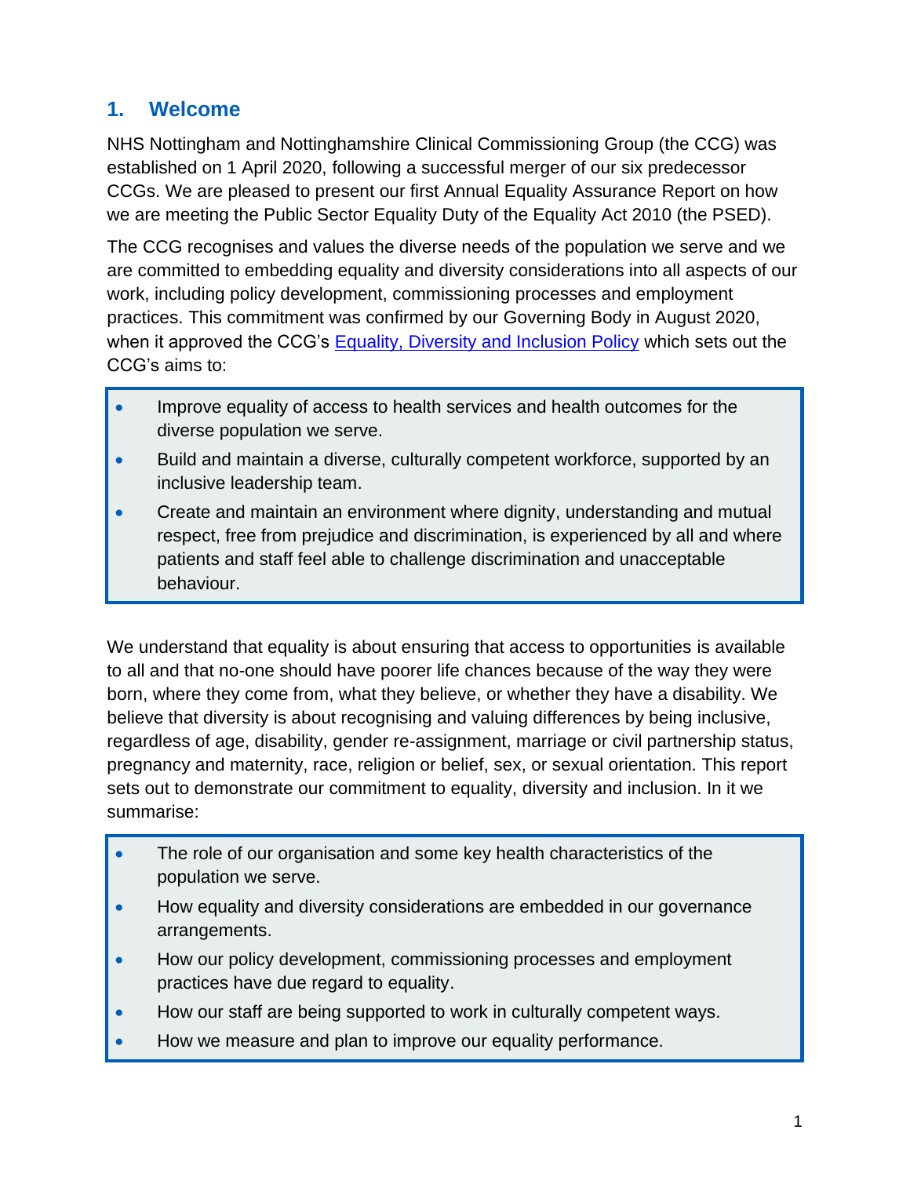## 1. Welcome

NHS Nottingham and Nottinghamshire Clinical Commissioning Group (the CCG) was established on 1 April 2020, following a successful merger of our six predecessor CCGs. We are pleased to present our first Annual Equality Assurance Report on how we are meeting the Public Sector Equality Duty of the Equality Act 2010 (the PSED).

The CCG recognises and values the diverse needs of the population we serve and we are committed to embedding equality and diversity considerations into all aspects of our work, including policy development, commissioning processes and employment practices. This commitment was confirmed by our Governing Body in August 2020, when it approved the CCG's Equality, Diversity and Inclusion Policy which sets out the CCG's aims to:

- Improve equality of access to health services and health outcomes for the diverse population we serve.
- Build and maintain a diverse, culturally competent workforce, supported by an inclusive leadership team.
- Create and maintain an environment where dignity, understanding and mutual respect, free from prejudice and discrimination, is experienced by all and where patients and staff feel able to challenge discrimination and unacceptable behaviour.

We understand that equality is about ensuring that access to opportunities is available to all and that no-one should have poorer life chances because of the way they were born, where they come from, what they believe, or whether they have a disability. We believe that diversity is about recognising and valuing differences by being inclusive, regardless of age, disability, gender re-assignment, marriage or civil partnership status, pregnancy and maternity, race, religion or belief, sex, or sexual orientation. This report sets out to demonstrate our commitment to equality, diversity and inclusion. In it we summarise:

- The role of our organisation and some key health characteristics of the population we serve.
- How equality and diversity considerations are embedded in our governance arrangements.
- How our policy development, commissioning processes and employment practices have due regard to equality.
- How our staff are being supported to work in culturally competent ways.
- How we measure and plan to improve our equality performance.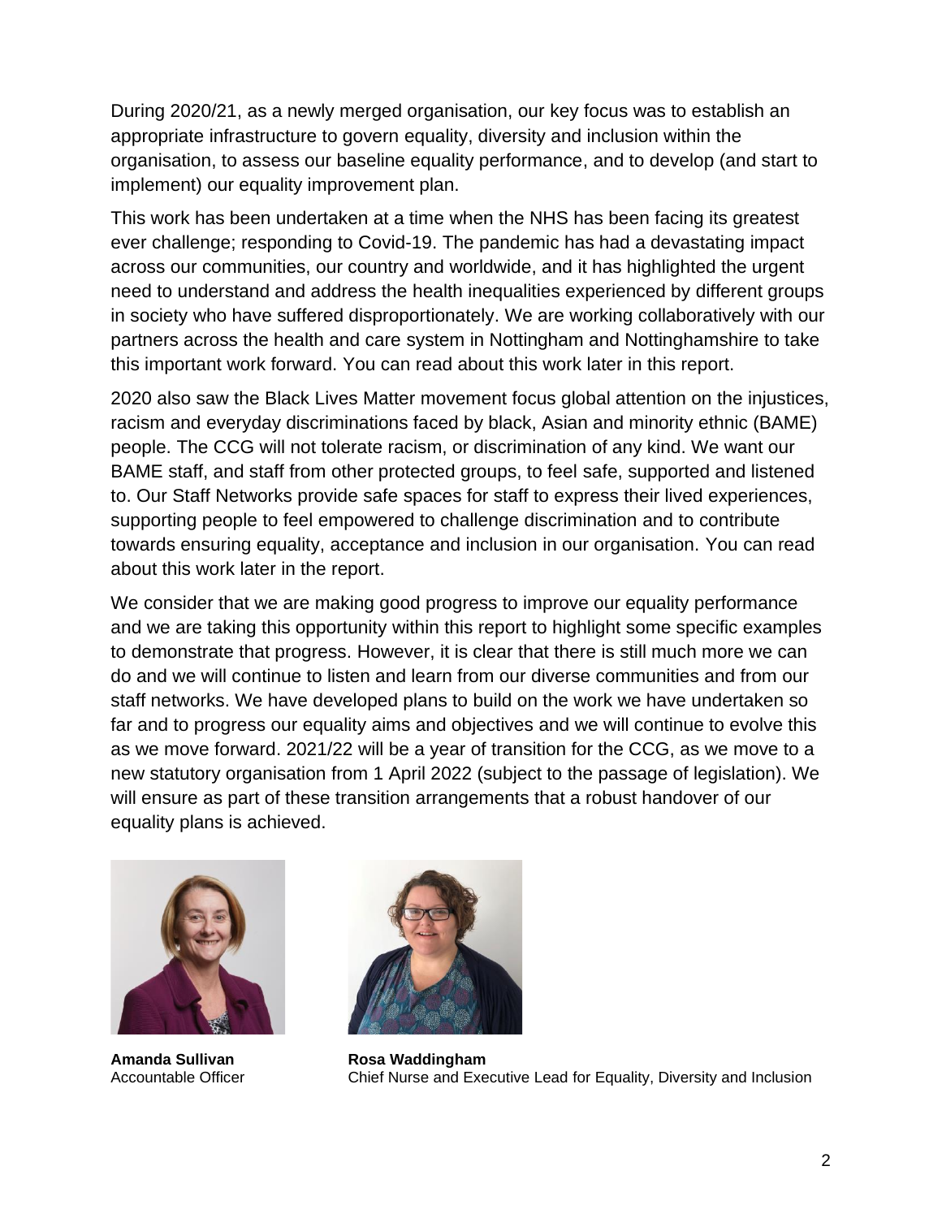During 2020/21, as a newly merged organisation, our key focus was to establish an appropriate infrastructure to govern equality, diversity and inclusion within the organisation, to assess our baseline equality performance, and to develop (and start to implement) our equality improvement plan.

This work has been undertaken at a time when the NHS has been facing its greatest ever challenge; responding to Covid-19. The pandemic has had a devastating impact across our communities, our country and worldwide, and it has highlighted the urgent need to understand and address the health inequalities experienced by different groups in society who have suffered disproportionately. We are working collaboratively with our partners across the health and care system in Nottingham and Nottinghamshire to take this important work forward. You can read about this work later in this report.

2020 also saw the Black Lives Matter movement focus global attention on the injustices, racism and everyday discriminations faced by black, Asian and minority ethnic (BAME) people. The CCG will not tolerate racism, or discrimination of any kind. We want our BAME staff, and staff from other protected groups, to feel safe, supported and listened to. Our Staff Networks provide safe spaces for staff to express their lived experiences, supporting people to feel empowered to challenge discrimination and to contribute towards ensuring equality, acceptance and inclusion in our organisation. You can read about this work later in the report.

We consider that we are making good progress to improve our equality performance and we are taking this opportunity within this report to highlight some specific examples to demonstrate that progress. However, it is clear that there is still much more we can do and we will continue to listen and learn from our diverse communities and from our staff networks. We have developed plans to build on the work we have undertaken so far and to progress our equality aims and objectives and we will continue to evolve this as we move forward. 2021/22 will be a year of transition for the CCG, as we move to a new statutory organisation from 1 April 2022 (subject to the passage of legislation). We will ensure as part of these transition arrangements that a robust handover of our equality plans is achieved.

**Amanda Sullivan**
Accountable Officer

**Rosa Waddingham**
Chief Nurse and Executive Lead for Equality, Diversity and Inclusion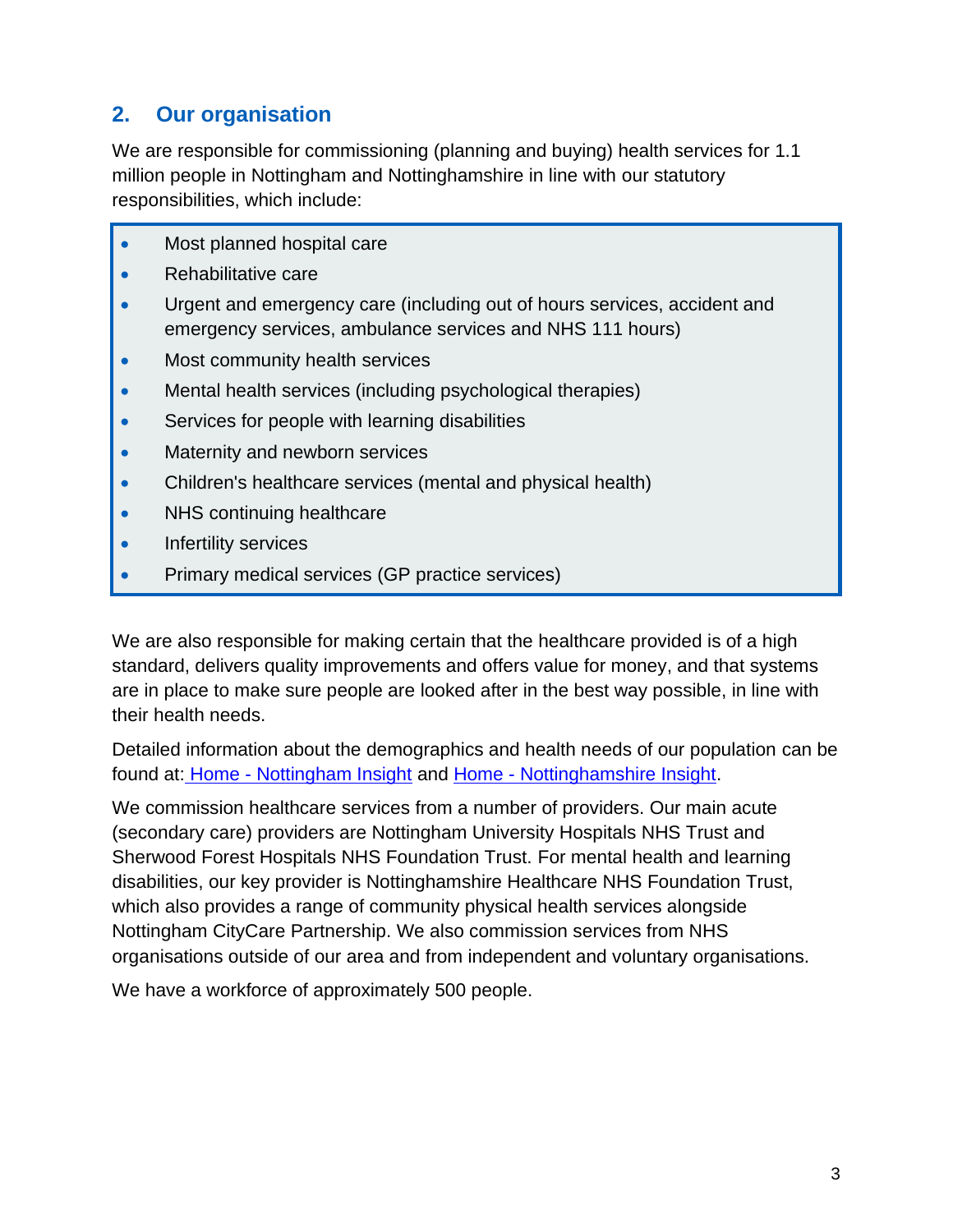## 2. Our organisation

We are responsible for commissioning (planning and buying) health services for 1.1 million people in Nottingham and Nottinghamshire in line with our statutory responsibilities, which include:

- Most planned hospital care
- Rehabilitative care
- Urgent and emergency care (including out of hours services, accident and emergency services, ambulance services and NHS 111 hours)
- Most community health services
- Mental health services (including psychological therapies)
- Services for people with learning disabilities
- Maternity and newborn services
- Children's healthcare services (mental and physical health)
- NHS continuing healthcare
- Infertility services
- Primary medical services (GP practice services)

We are also responsible for making certain that the healthcare provided is of a high standard, delivers quality improvements and offers value for money, and that systems are in place to make sure people are looked after in the best way possible, in line with their health needs.

Detailed information about the demographics and health needs of our population can be found at: Home - Nottingham Insight and Home - Nottinghamshire Insight.

We commission healthcare services from a number of providers. Our main acute (secondary care) providers are Nottingham University Hospitals NHS Trust and Sherwood Forest Hospitals NHS Foundation Trust. For mental health and learning disabilities, our key provider is Nottinghamshire Healthcare NHS Foundation Trust, which also provides a range of community physical health services alongside Nottingham CityCare Partnership. We also commission services from NHS organisations outside of our area and from independent and voluntary organisations.

We have a workforce of approximately 500 people.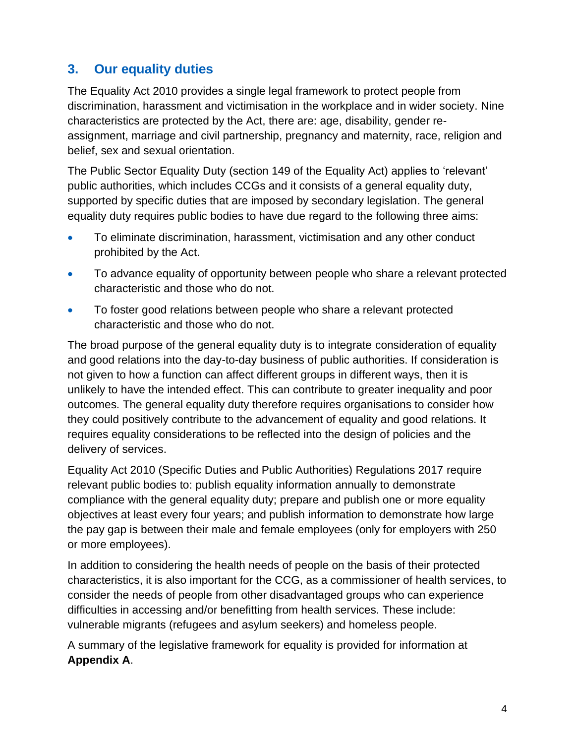## 3. Our equality duties

The Equality Act 2010 provides a single legal framework to protect people from discrimination, harassment and victimisation in the workplace and in wider society. Nine characteristics are protected by the Act, there are: age, disability, gender re-assignment, marriage and civil partnership, pregnancy and maternity, race, religion and belief, sex and sexual orientation.

The Public Sector Equality Duty (section 149 of the Equality Act) applies to 'relevant' public authorities, which includes CCGs and it consists of a general equality duty, supported by specific duties that are imposed by secondary legislation. The general equality duty requires public bodies to have due regard to the following three aims:

- To eliminate discrimination, harassment, victimisation and any other conduct prohibited by the Act.
- To advance equality of opportunity between people who share a relevant protected characteristic and those who do not.
- To foster good relations between people who share a relevant protected characteristic and those who do not.

The broad purpose of the general equality duty is to integrate consideration of equality and good relations into the day-to-day business of public authorities. If consideration is not given to how a function can affect different groups in different ways, then it is unlikely to have the intended effect. This can contribute to greater inequality and poor outcomes. The general equality duty therefore requires organisations to consider how they could positively contribute to the advancement of equality and good relations. It requires equality considerations to be reflected into the design of policies and the delivery of services.

Equality Act 2010 (Specific Duties and Public Authorities) Regulations 2017 require relevant public bodies to: publish equality information annually to demonstrate compliance with the general equality duty; prepare and publish one or more equality objectives at least every four years; and publish information to demonstrate how large the pay gap is between their male and female employees (only for employers with 250 or more employees).

In addition to considering the health needs of people on the basis of their protected characteristics, it is also important for the CCG, as a commissioner of health services, to consider the needs of people from other disadvantaged groups who can experience difficulties in accessing and/or benefitting from health services. These include: vulnerable migrants (refugees and asylum seekers) and homeless people.

A summary of the legislative framework for equality is provided for information at **Appendix A**.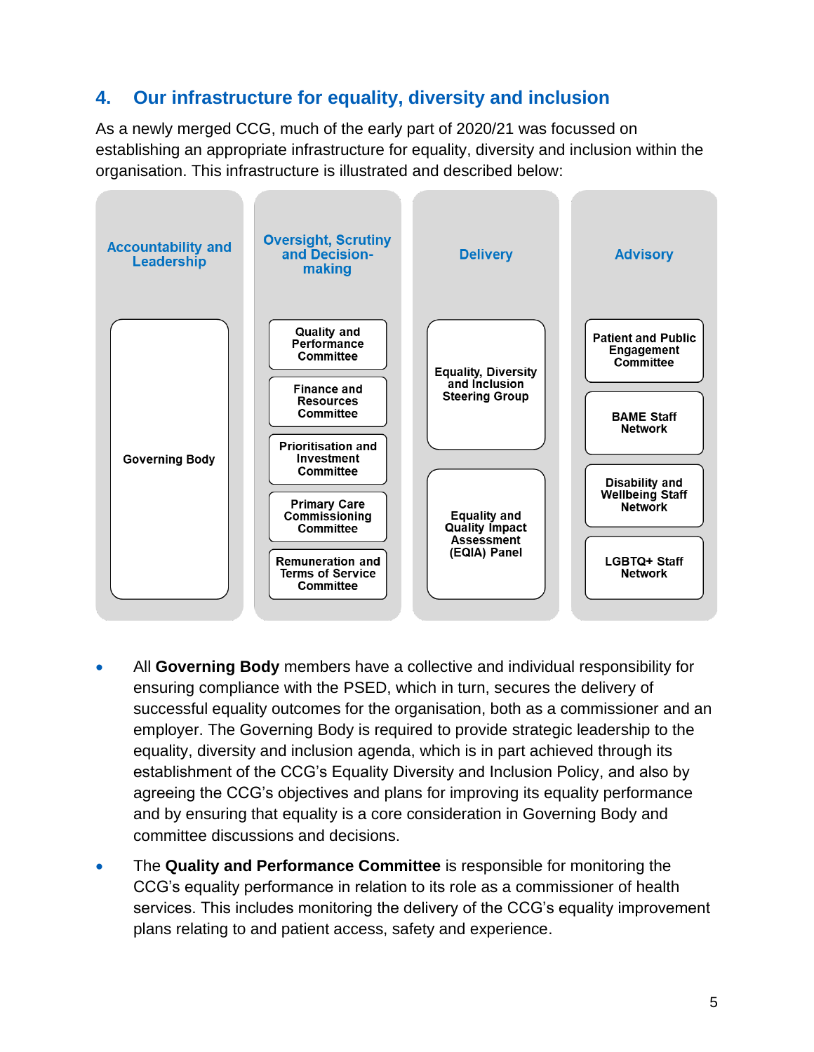## 4. Our infrastructure for equality, diversity and inclusion

As a newly merged CCG, much of the early part of 2020/21 was focussed on establishing an appropriate infrastructure for equality, diversity and inclusion within the organisation. This infrastructure is illustrated and described below:

| Accountability and Leadership | Oversight, Scrutiny and Decision-making | Delivery | Advisory |
|---|---|---|---|
| Governing Body | Quality and Performance Committee | Equality, Diversity and Inclusion Steering Group | Patient and Public Engagement Committee |
| | Finance and Resources Committee | | BAME Staff Network |
| | Prioritisation and Investment Committee | Equality and Quality Impact Assessment (EQIA) Panel | Disability and Wellbeing Staff Network |
| | Primary Care Commissioning Committee | | LGBTQ+ Staff Network |
| | Remuneration and Terms of Service Committee | | |

- All **Governing Body** members have a collective and individual responsibility for ensuring compliance with the PSED, which in turn, secures the delivery of successful equality outcomes for the organisation, both as a commissioner and an employer. The Governing Body is required to provide strategic leadership to the equality, diversity and inclusion agenda, which is in part achieved through its establishment of the CCG's Equality Diversity and Inclusion Policy, and also by agreeing the CCG's objectives and plans for improving its equality performance and by ensuring that equality is a core consideration in Governing Body and committee discussions and decisions.
- The **Quality and Performance Committee** is responsible for monitoring the CCG's equality performance in relation to its role as a commissioner of health services. This includes monitoring the delivery of the CCG's equality improvement plans relating to and patient access, safety and experience.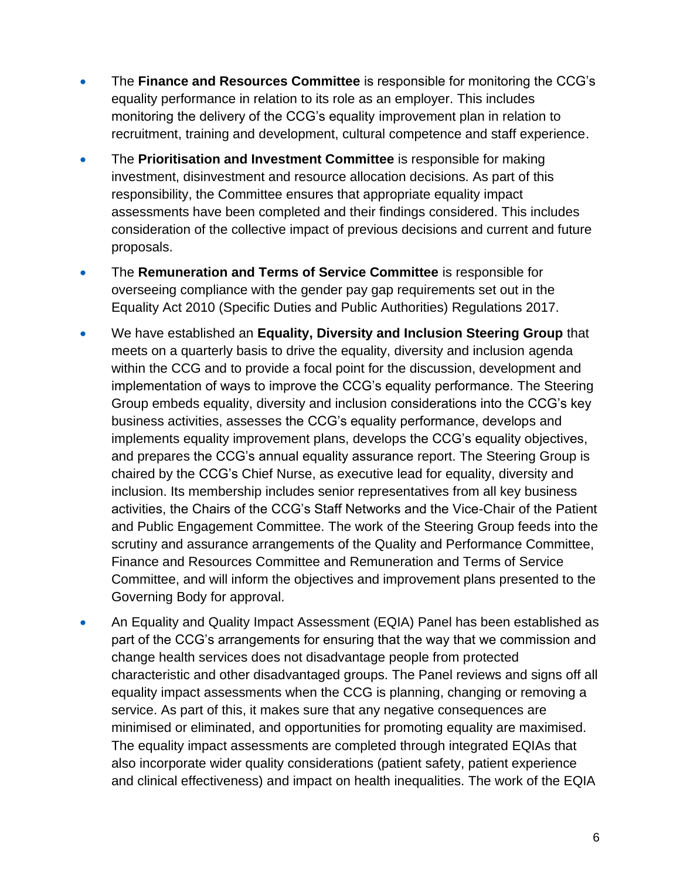- The **Finance and Resources Committee** is responsible for monitoring the CCG's equality performance in relation to its role as an employer. This includes monitoring the delivery of the CCG's equality improvement plan in relation to recruitment, training and development, cultural competence and staff experience.
- The **Prioritisation and Investment Committee** is responsible for making investment, disinvestment and resource allocation decisions. As part of this responsibility, the Committee ensures that appropriate equality impact assessments have been completed and their findings considered. This includes consideration of the collective impact of previous decisions and current and future proposals.
- The **Remuneration and Terms of Service Committee** is responsible for overseeing compliance with the gender pay gap requirements set out in the Equality Act 2010 (Specific Duties and Public Authorities) Regulations 2017.
- We have established an **Equality, Diversity and Inclusion Steering Group** that meets on a quarterly basis to drive the equality, diversity and inclusion agenda within the CCG and to provide a focal point for the discussion, development and implementation of ways to improve the CCG's equality performance. The Steering Group embeds equality, diversity and inclusion considerations into the CCG's key business activities, assesses the CCG's equality performance, develops and implements equality improvement plans, develops the CCG's equality objectives, and prepares the CCG's annual equality assurance report. The Steering Group is chaired by the CCG's Chief Nurse, as executive lead for equality, diversity and inclusion. Its membership includes senior representatives from all key business activities, the Chairs of the CCG's Staff Networks and the Vice-Chair of the Patient and Public Engagement Committee. The work of the Steering Group feeds into the scrutiny and assurance arrangements of the Quality and Performance Committee, Finance and Resources Committee and Remuneration and Terms of Service Committee, and will inform the objectives and improvement plans presented to the Governing Body for approval.
- An Equality and Quality Impact Assessment (EQIA) Panel has been established as part of the CCG's arrangements for ensuring that the way that we commission and change health services does not disadvantage people from protected characteristic and other disadvantaged groups. The Panel reviews and signs off all equality impact assessments when the CCG is planning, changing or removing a service. As part of this, it makes sure that any negative consequences are minimised or eliminated, and opportunities for promoting equality are maximised. The equality impact assessments are completed through integrated EQIAs that also incorporate wider quality considerations (patient safety, patient experience and clinical effectiveness) and impact on health inequalities. The work of the EQIA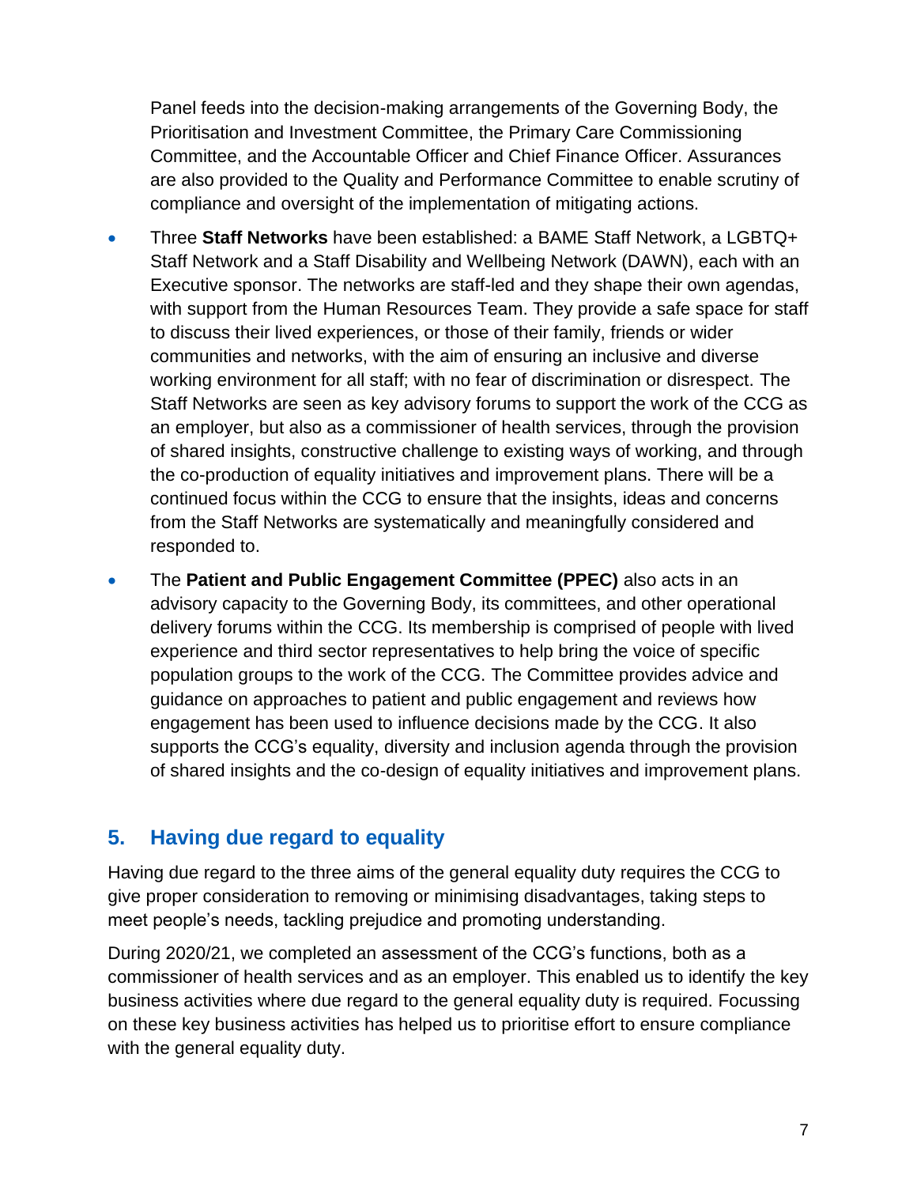Panel feeds into the decision-making arrangements of the Governing Body, the Prioritisation and Investment Committee, the Primary Care Commissioning Committee, and the Accountable Officer and Chief Finance Officer. Assurances are also provided to the Quality and Performance Committee to enable scrutiny of compliance and oversight of the implementation of mitigating actions.

- Three **Staff Networks** have been established: a BAME Staff Network, a LGBTQ+ Staff Network and a Staff Disability and Wellbeing Network (DAWN), each with an Executive sponsor. The networks are staff-led and they shape their own agendas, with support from the Human Resources Team. They provide a safe space for staff to discuss their lived experiences, or those of their family, friends or wider communities and networks, with the aim of ensuring an inclusive and diverse working environment for all staff; with no fear of discrimination or disrespect. The Staff Networks are seen as key advisory forums to support the work of the CCG as an employer, but also as a commissioner of health services, through the provision of shared insights, constructive challenge to existing ways of working, and through the co-production of equality initiatives and improvement plans. There will be a continued focus within the CCG to ensure that the insights, ideas and concerns from the Staff Networks are systematically and meaningfully considered and responded to.
- The **Patient and Public Engagement Committee (PPEC)** also acts in an advisory capacity to the Governing Body, its committees, and other operational delivery forums within the CCG. Its membership is comprised of people with lived experience and third sector representatives to help bring the voice of specific population groups to the work of the CCG. The Committee provides advice and guidance on approaches to patient and public engagement and reviews how engagement has been used to influence decisions made by the CCG. It also supports the CCG's equality, diversity and inclusion agenda through the provision of shared insights and the co-design of equality initiatives and improvement plans.

## 5. Having due regard to equality

Having due regard to the three aims of the general equality duty requires the CCG to give proper consideration to removing or minimising disadvantages, taking steps to meet people's needs, tackling prejudice and promoting understanding.

During 2020/21, we completed an assessment of the CCG's functions, both as a commissioner of health services and as an employer. This enabled us to identify the key business activities where due regard to the general equality duty is required. Focussing on these key business activities has helped us to prioritise effort to ensure compliance with the general equality duty.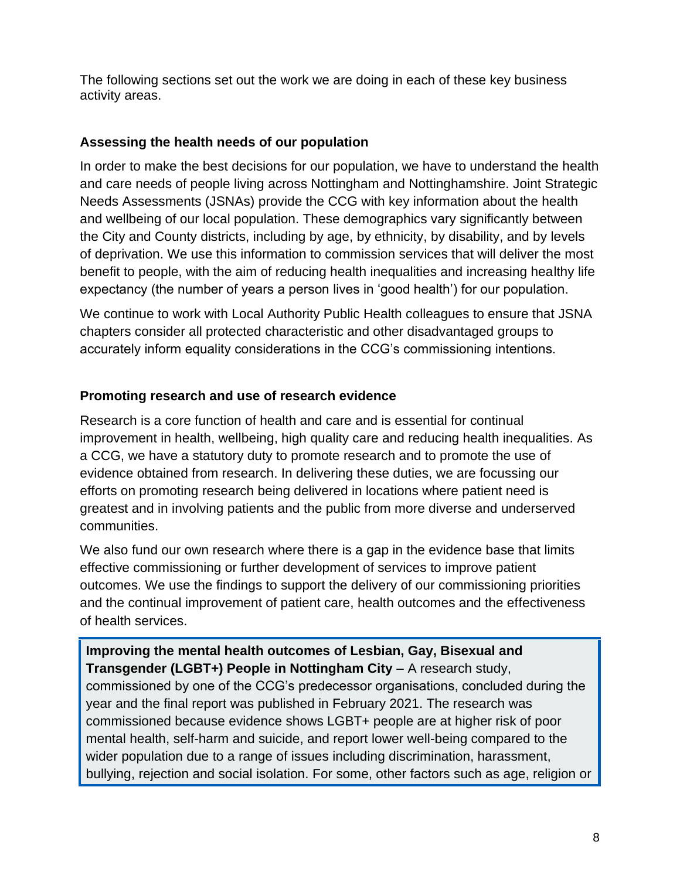The following sections set out the work we are doing in each of these key business activity areas.

### Assessing the health needs of our population

In order to make the best decisions for our population, we have to understand the health and care needs of people living across Nottingham and Nottinghamshire. Joint Strategic Needs Assessments (JSNAs) provide the CCG with key information about the health and wellbeing of our local population. These demographics vary significantly between the City and County districts, including by age, by ethnicity, by disability, and by levels of deprivation. We use this information to commission services that will deliver the most benefit to people, with the aim of reducing health inequalities and increasing healthy life expectancy (the number of years a person lives in 'good health') for our population.

We continue to work with Local Authority Public Health colleagues to ensure that JSNA chapters consider all protected characteristic and other disadvantaged groups to accurately inform equality considerations in the CCG's commissioning intentions.

### Promoting research and use of research evidence

Research is a core function of health and care and is essential for continual improvement in health, wellbeing, high quality care and reducing health inequalities. As a CCG, we have a statutory duty to promote research and to promote the use of evidence obtained from research. In delivering these duties, we are focussing our efforts on promoting research being delivered in locations where patient need is greatest and in involving patients and the public from more diverse and underserved communities.

We also fund our own research where there is a gap in the evidence base that limits effective commissioning or further development of services to improve patient outcomes. We use the findings to support the delivery of our commissioning priorities and the continual improvement of patient care, health outcomes and the effectiveness of health services.

**Improving the mental health outcomes of Lesbian, Gay, Bisexual and Transgender (LGBT+) People in Nottingham City** – A research study, commissioned by one of the CCG's predecessor organisations, concluded during the year and the final report was published in February 2021. The research was commissioned because evidence shows LGBT+ people are at higher risk of poor mental health, self-harm and suicide, and report lower well-being compared to the wider population due to a range of issues including discrimination, harassment, bullying, rejection and social isolation. For some, other factors such as age, religion or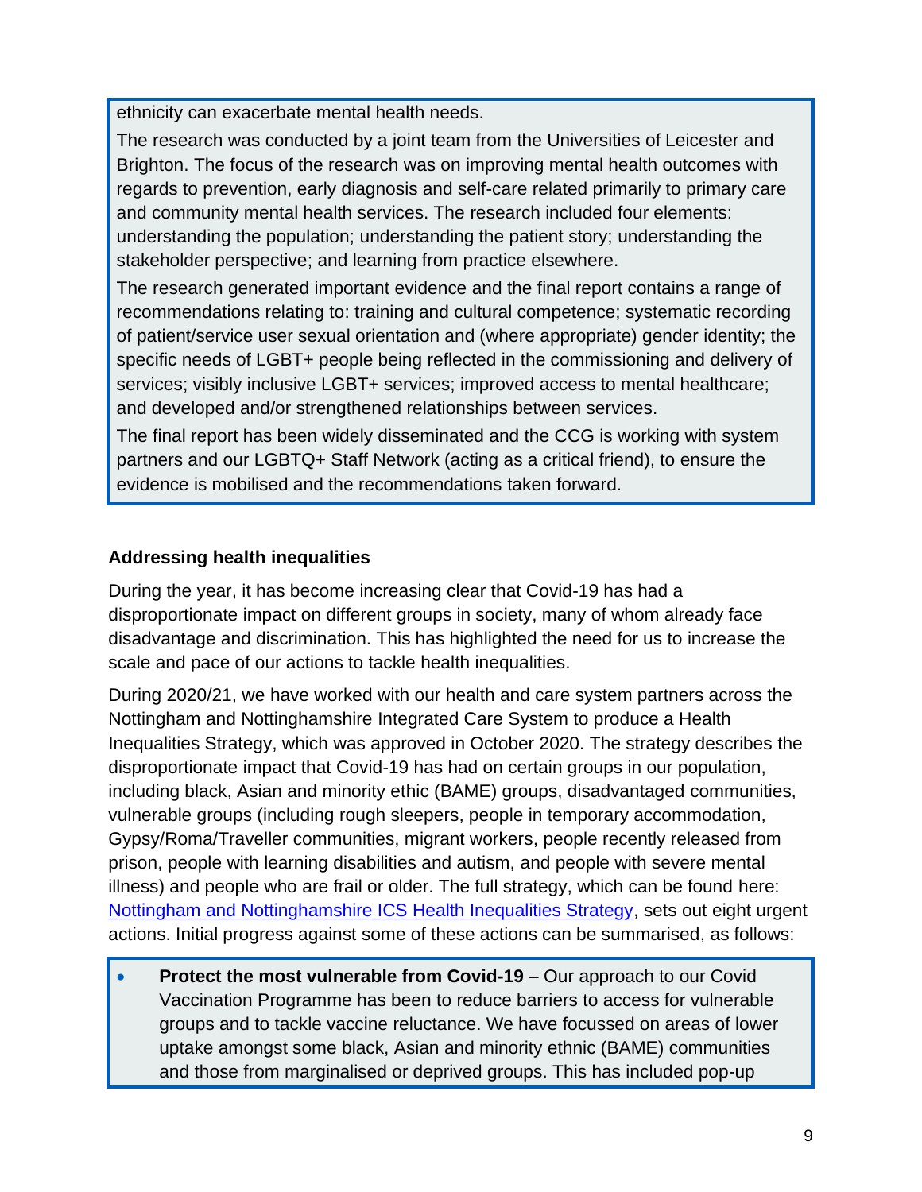ethnicity can exacerbate mental health needs.

The research was conducted by a joint team from the Universities of Leicester and Brighton. The focus of the research was on improving mental health outcomes with regards to prevention, early diagnosis and self-care related primarily to primary care and community mental health services. The research included four elements: understanding the population; understanding the patient story; understanding the stakeholder perspective; and learning from practice elsewhere.

The research generated important evidence and the final report contains a range of recommendations relating to: training and cultural competence; systematic recording of patient/service user sexual orientation and (where appropriate) gender identity; the specific needs of LGBT+ people being reflected in the commissioning and delivery of services; visibly inclusive LGBT+ services; improved access to mental healthcare; and developed and/or strengthened relationships between services.

The final report has been widely disseminated and the CCG is working with system partners and our LGBTQ+ Staff Network (acting as a critical friend), to ensure the evidence is mobilised and the recommendations taken forward.

**Addressing health inequalities**

During the year, it has become increasing clear that Covid-19 has had a disproportionate impact on different groups in society, many of whom already face disadvantage and discrimination. This has highlighted the need for us to increase the scale and pace of our actions to tackle health inequalities.

During 2020/21, we have worked with our health and care system partners across the Nottingham and Nottinghamshire Integrated Care System to produce a Health Inequalities Strategy, which was approved in October 2020. The strategy describes the disproportionate impact that Covid-19 has had on certain groups in our population, including black, Asian and minority ethic (BAME) groups, disadvantaged communities, vulnerable groups (including rough sleepers, people in temporary accommodation, Gypsy/Roma/Traveller communities, migrant workers, people recently released from prison, people with learning disabilities and autism, and people with severe mental illness) and people who are frail or older. The full strategy, which can be found here: [Nottingham and Nottinghamshire ICS Health Inequalities Strategy](), sets out eight urgent actions. Initial progress against some of these actions can be summarised, as follows:

- **Protect the most vulnerable from Covid-19** – Our approach to our Covid Vaccination Programme has been to reduce barriers to access for vulnerable groups and to tackle vaccine reluctance. We have focussed on areas of lower uptake amongst some black, Asian and minority ethnic (BAME) communities and those from marginalised or deprived groups. This has included pop-up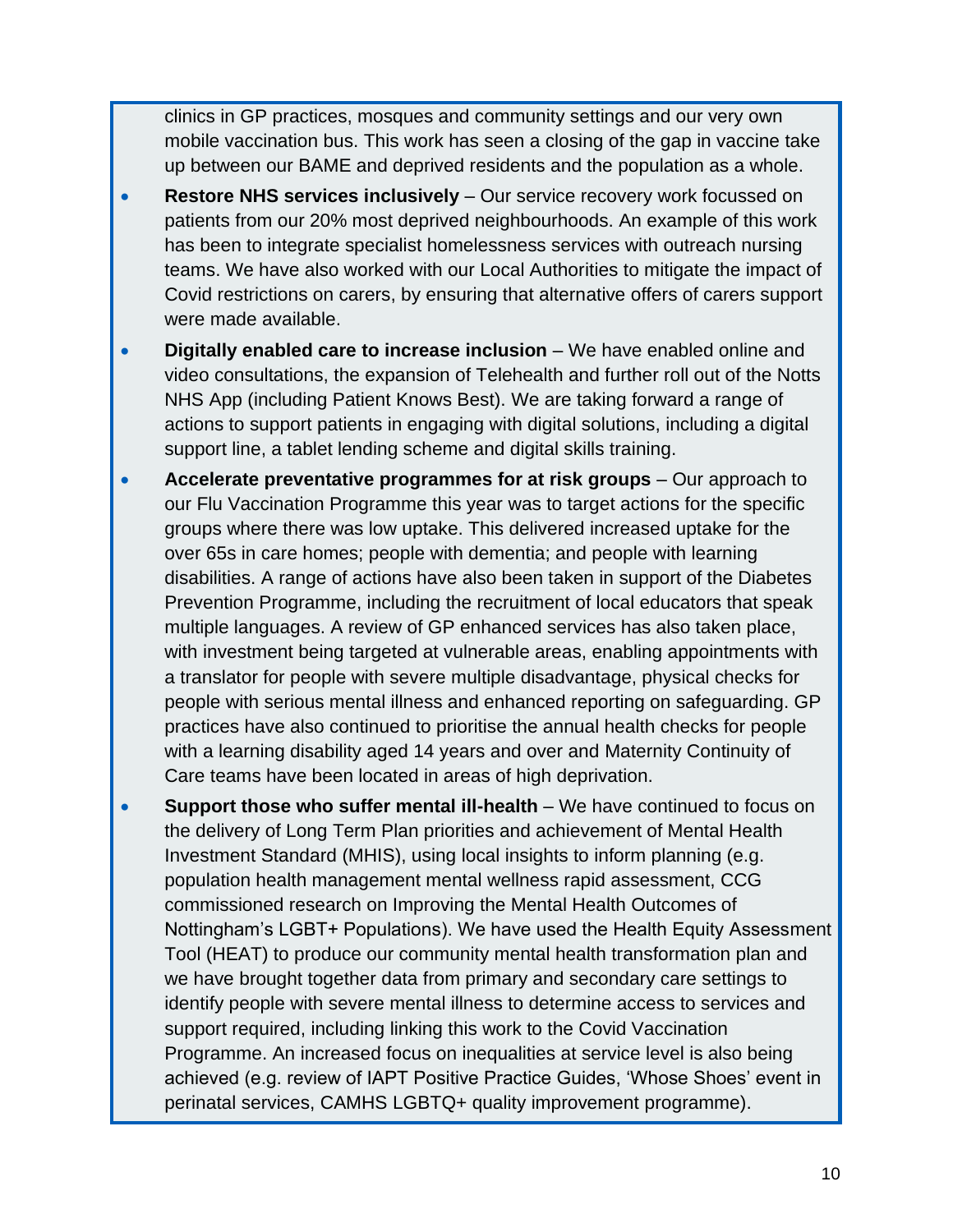clinics in GP practices, mosques and community settings and our very own mobile vaccination bus. This work has seen a closing of the gap in vaccine take up between our BAME and deprived residents and the population as a whole.

- **Restore NHS services inclusively** – Our service recovery work focussed on patients from our 20% most deprived neighbourhoods. An example of this work has been to integrate specialist homelessness services with outreach nursing teams. We have also worked with our Local Authorities to mitigate the impact of Covid restrictions on carers, by ensuring that alternative offers of carers support were made available.
- **Digitally enabled care to increase inclusion** – We have enabled online and video consultations, the expansion of Telehealth and further roll out of the Notts NHS App (including Patient Knows Best). We are taking forward a range of actions to support patients in engaging with digital solutions, including a digital support line, a tablet lending scheme and digital skills training.
- **Accelerate preventative programmes for at risk groups** – Our approach to our Flu Vaccination Programme this year was to target actions for the specific groups where there was low uptake. This delivered increased uptake for the over 65s in care homes; people with dementia; and people with learning disabilities. A range of actions have also been taken in support of the Diabetes Prevention Programme, including the recruitment of local educators that speak multiple languages. A review of GP enhanced services has also taken place, with investment being targeted at vulnerable areas, enabling appointments with a translator for people with severe multiple disadvantage, physical checks for people with serious mental illness and enhanced reporting on safeguarding. GP practices have also continued to prioritise the annual health checks for people with a learning disability aged 14 years and over and Maternity Continuity of Care teams have been located in areas of high deprivation.
- **Support those who suffer mental ill-health** – We have continued to focus on the delivery of Long Term Plan priorities and achievement of Mental Health Investment Standard (MHIS), using local insights to inform planning (e.g. population health management mental wellness rapid assessment, CCG commissioned research on Improving the Mental Health Outcomes of Nottingham's LGBT+ Populations). We have used the Health Equity Assessment Tool (HEAT) to produce our community mental health transformation plan and we have brought together data from primary and secondary care settings to identify people with severe mental illness to determine access to services and support required, including linking this work to the Covid Vaccination Programme. An increased focus on inequalities at service level is also being achieved (e.g. review of IAPT Positive Practice Guides, 'Whose Shoes' event in perinatal services, CAMHS LGBTQ+ quality improvement programme).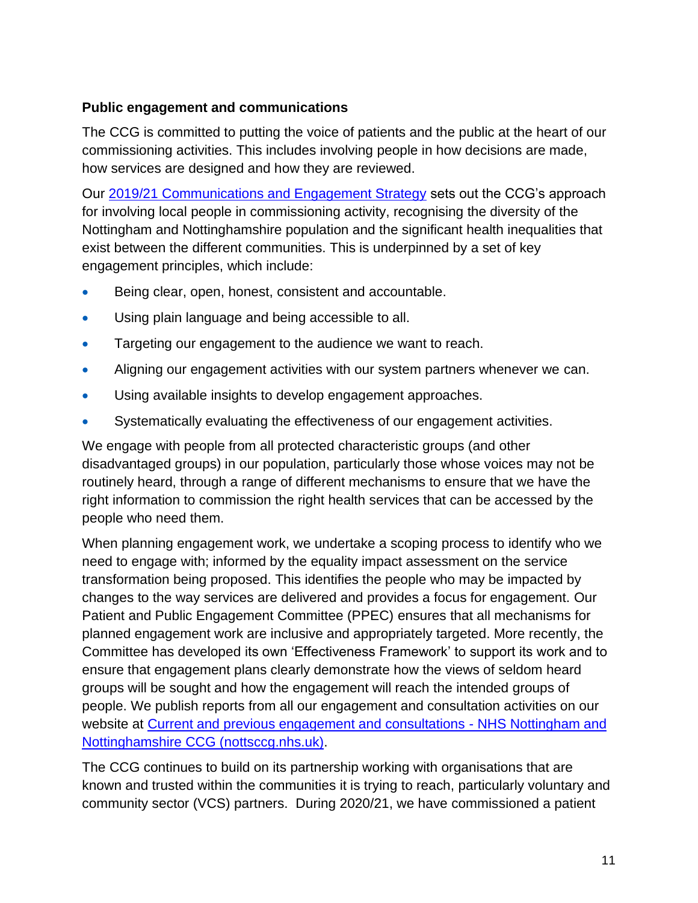**Public engagement and communications**

The CCG is committed to putting the voice of patients and the public at the heart of our commissioning activities. This includes involving people in how decisions are made, how services are designed and how they are reviewed.

Our [2019/21 Communications and Engagement Strategy]() sets out the CCG's approach for involving local people in commissioning activity, recognising the diversity of the Nottingham and Nottinghamshire population and the significant health inequalities that exist between the different communities. This is underpinned by a set of key engagement principles, which include:

- Being clear, open, honest, consistent and accountable.
- Using plain language and being accessible to all.
- Targeting our engagement to the audience we want to reach.
- Aligning our engagement activities with our system partners whenever we can.
- Using available insights to develop engagement approaches.
- Systematically evaluating the effectiveness of our engagement activities.

We engage with people from all protected characteristic groups (and other disadvantaged groups) in our population, particularly those whose voices may not be routinely heard, through a range of different mechanisms to ensure that we have the right information to commission the right health services that can be accessed by the people who need them.

When planning engagement work, we undertake a scoping process to identify who we need to engage with; informed by the equality impact assessment on the service transformation being proposed. This identifies the people who may be impacted by changes to the way services are delivered and provides a focus for engagement. Our Patient and Public Engagement Committee (PPEC) ensures that all mechanisms for planned engagement work are inclusive and appropriately targeted. More recently, the Committee has developed its own 'Effectiveness Framework' to support its work and to ensure that engagement plans clearly demonstrate how the views of seldom heard groups will be sought and how the engagement will reach the intended groups of people. We publish reports from all our engagement and consultation activities on our website at [Current and previous engagement and consultations - NHS Nottingham and Nottinghamshire CCG (nottsccg.nhs.uk)]().

The CCG continues to build on its partnership working with organisations that are known and trusted within the communities it is trying to reach, particularly voluntary and community sector (VCS) partners. During 2020/21, we have commissioned a patient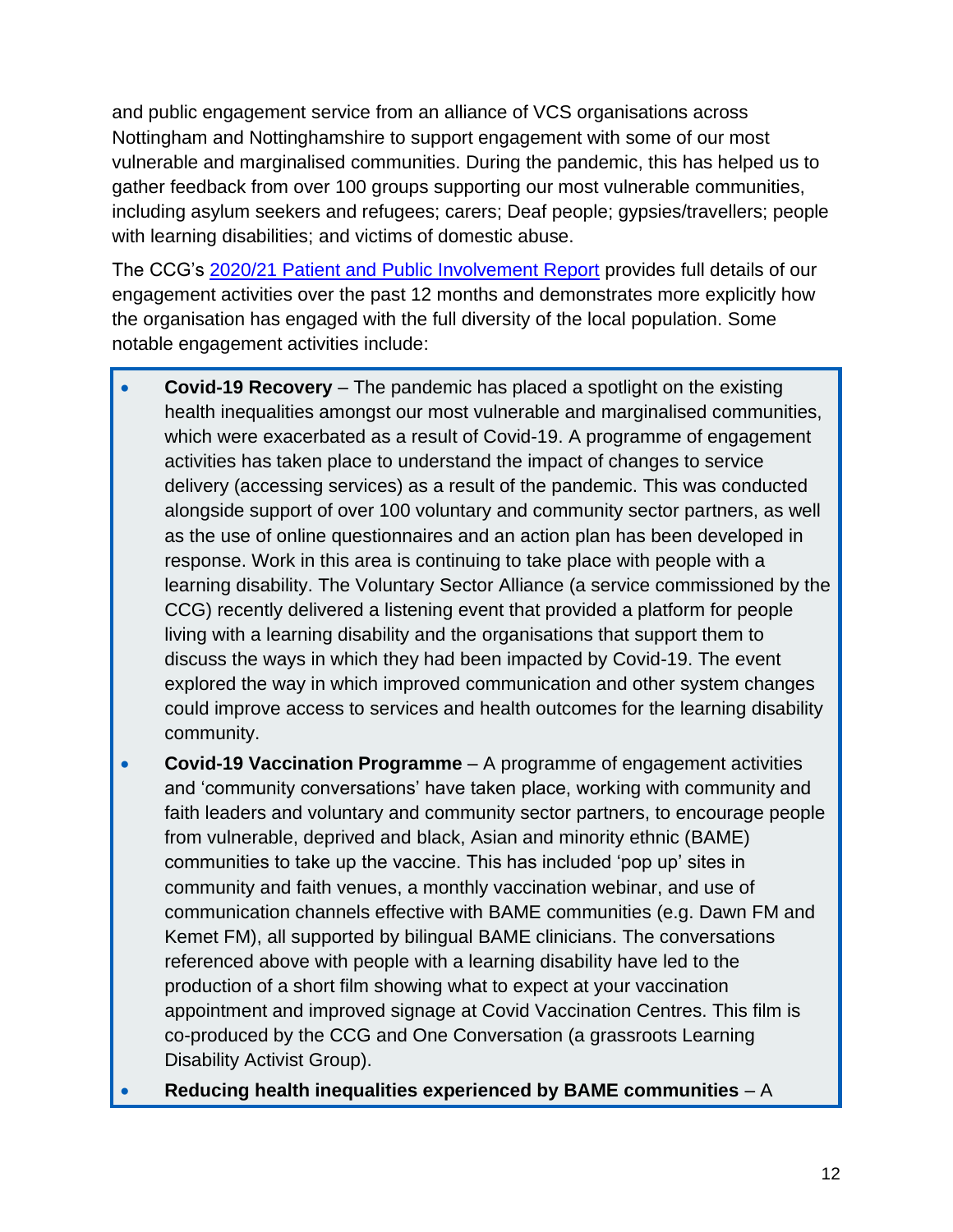and public engagement service from an alliance of VCS organisations across Nottingham and Nottinghamshire to support engagement with some of our most vulnerable and marginalised communities. During the pandemic, this has helped us to gather feedback from over 100 groups supporting our most vulnerable communities, including asylum seekers and refugees; carers; Deaf people; gypsies/travellers; people with learning disabilities; and victims of domestic abuse.

The CCG's [2020/21 Patient and Public Involvement Report] provides full details of our engagement activities over the past 12 months and demonstrates more explicitly how the organisation has engaged with the full diversity of the local population. Some notable engagement activities include:

- **Covid-19 Recovery** – The pandemic has placed a spotlight on the existing health inequalities amongst our most vulnerable and marginalised communities, which were exacerbated as a result of Covid-19. A programme of engagement activities has taken place to understand the impact of changes to service delivery (accessing services) as a result of the pandemic. This was conducted alongside support of over 100 voluntary and community sector partners, as well as the use of online questionnaires and an action plan has been developed in response. Work in this area is continuing to take place with people with a learning disability. The Voluntary Sector Alliance (a service commissioned by the CCG) recently delivered a listening event that provided a platform for people living with a learning disability and the organisations that support them to discuss the ways in which they had been impacted by Covid-19. The event explored the way in which improved communication and other system changes could improve access to services and health outcomes for the learning disability community.
- **Covid-19 Vaccination Programme** – A programme of engagement activities and 'community conversations' have taken place, working with community and faith leaders and voluntary and community sector partners, to encourage people from vulnerable, deprived and black, Asian and minority ethnic (BAME) communities to take up the vaccine. This has included 'pop up' sites in community and faith venues, a monthly vaccination webinar, and use of communication channels effective with BAME communities (e.g. Dawn FM and Kemet FM), all supported by bilingual BAME clinicians. The conversations referenced above with people with a learning disability have led to the production of a short film showing what to expect at your vaccination appointment and improved signage at Covid Vaccination Centres. This film is co-produced by the CCG and One Conversation (a grassroots Learning Disability Activist Group).
- **Reducing health inequalities experienced by BAME communities** – A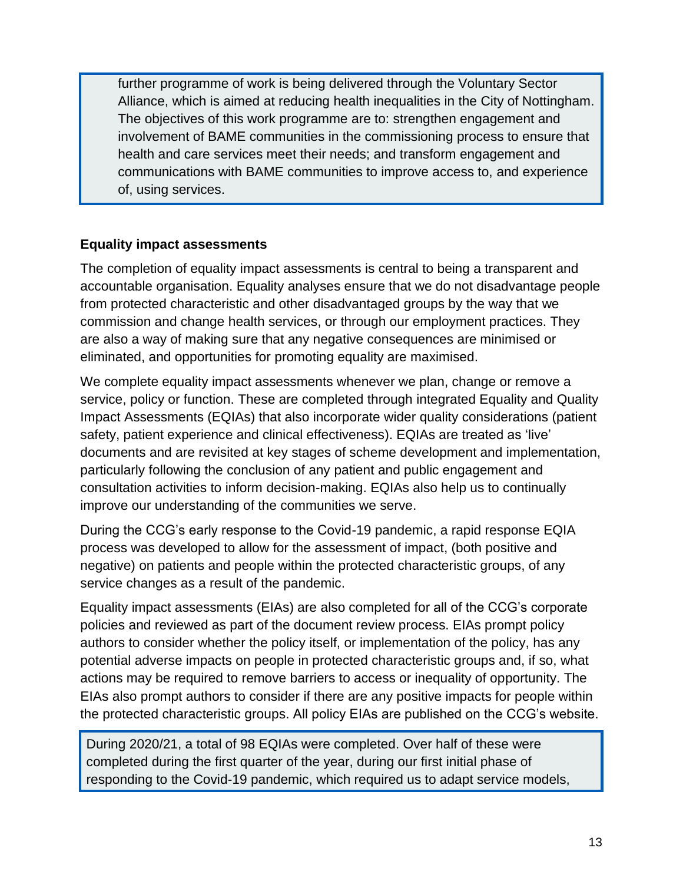further programme of work is being delivered through the Voluntary Sector Alliance, which is aimed at reducing health inequalities in the City of Nottingham. The objectives of this work programme are to: strengthen engagement and involvement of BAME communities in the commissioning process to ensure that health and care services meet their needs; and transform engagement and communications with BAME communities to improve access to, and experience of, using services.

**Equality impact assessments**

The completion of equality impact assessments is central to being a transparent and accountable organisation. Equality analyses ensure that we do not disadvantage people from protected characteristic and other disadvantaged groups by the way that we commission and change health services, or through our employment practices. They are also a way of making sure that any negative consequences are minimised or eliminated, and opportunities for promoting equality are maximised.

We complete equality impact assessments whenever we plan, change or remove a service, policy or function. These are completed through integrated Equality and Quality Impact Assessments (EQIAs) that also incorporate wider quality considerations (patient safety, patient experience and clinical effectiveness). EQIAs are treated as 'live' documents and are revisited at key stages of scheme development and implementation, particularly following the conclusion of any patient and public engagement and consultation activities to inform decision-making. EQIAs also help us to continually improve our understanding of the communities we serve.

During the CCG's early response to the Covid-19 pandemic, a rapid response EQIA process was developed to allow for the assessment of impact, (both positive and negative) on patients and people within the protected characteristic groups, of any service changes as a result of the pandemic.

Equality impact assessments (EIAs) are also completed for all of the CCG's corporate policies and reviewed as part of the document review process. EIAs prompt policy authors to consider whether the policy itself, or implementation of the policy, has any potential adverse impacts on people in protected characteristic groups and, if so, what actions may be required to remove barriers to access or inequality of opportunity. The EIAs also prompt authors to consider if there are any positive impacts for people within the protected characteristic groups. All policy EIAs are published on the CCG's website.

During 2020/21, a total of 98 EQIAs were completed. Over half of these were completed during the first quarter of the year, during our first initial phase of responding to the Covid-19 pandemic, which required us to adapt service models,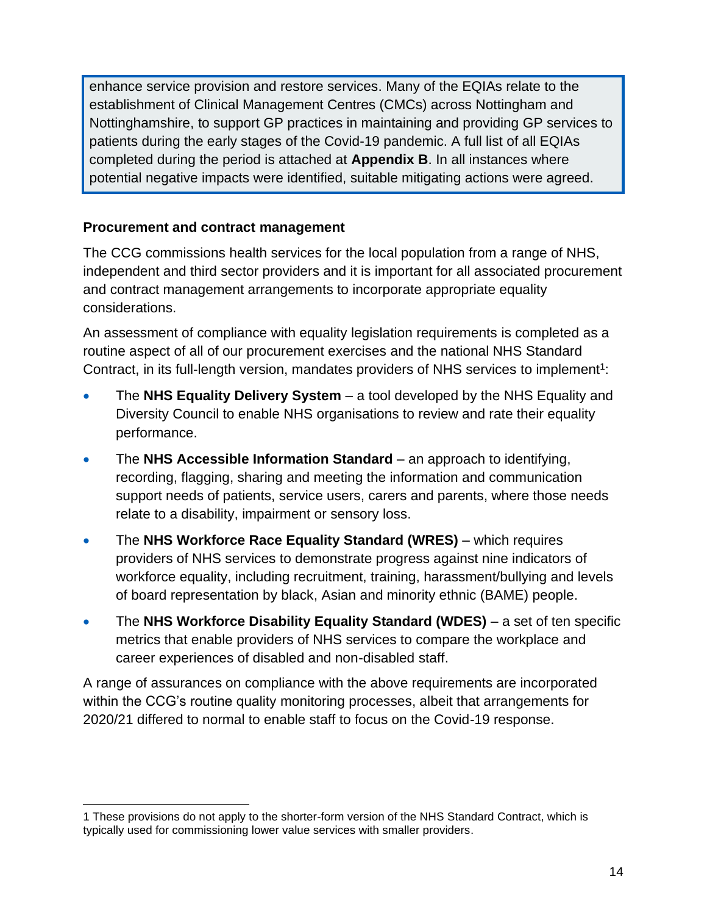enhance service provision and restore services. Many of the EQIAs relate to the establishment of Clinical Management Centres (CMCs) across Nottingham and Nottinghamshire, to support GP practices in maintaining and providing GP services to patients during the early stages of the Covid-19 pandemic. A full list of all EQIAs completed during the period is attached at **Appendix B**. In all instances where potential negative impacts were identified, suitable mitigating actions were agreed.

**Procurement and contract management**

The CCG commissions health services for the local population from a range of NHS, independent and third sector providers and it is important for all associated procurement and contract management arrangements to incorporate appropriate equality considerations.

An assessment of compliance with equality legislation requirements is completed as a routine aspect of all of our procurement exercises and the national NHS Standard Contract, in its full-length version, mandates providers of NHS services to implement[1]:

- The **NHS Equality Delivery System** – a tool developed by the NHS Equality and Diversity Council to enable NHS organisations to review and rate their equality performance.
- The **NHS Accessible Information Standard** – an approach to identifying, recording, flagging, sharing and meeting the information and communication support needs of patients, service users, carers and parents, where those needs relate to a disability, impairment or sensory loss.
- The **NHS Workforce Race Equality Standard (WRES)** – which requires providers of NHS services to demonstrate progress against nine indicators of workforce equality, including recruitment, training, harassment/bullying and levels of board representation by black, Asian and minority ethnic (BAME) people.
- The **NHS Workforce Disability Equality Standard (WDES)** – a set of ten specific metrics that enable providers of NHS services to compare the workplace and career experiences of disabled and non-disabled staff.

A range of assurances on compliance with the above requirements are incorporated within the CCG's routine quality monitoring processes, albeit that arrangements for 2020/21 differed to normal to enable staff to focus on the Covid-19 response.

1 These provisions do not apply to the shorter-form version of the NHS Standard Contract, which is typically used for commissioning lower value services with smaller providers.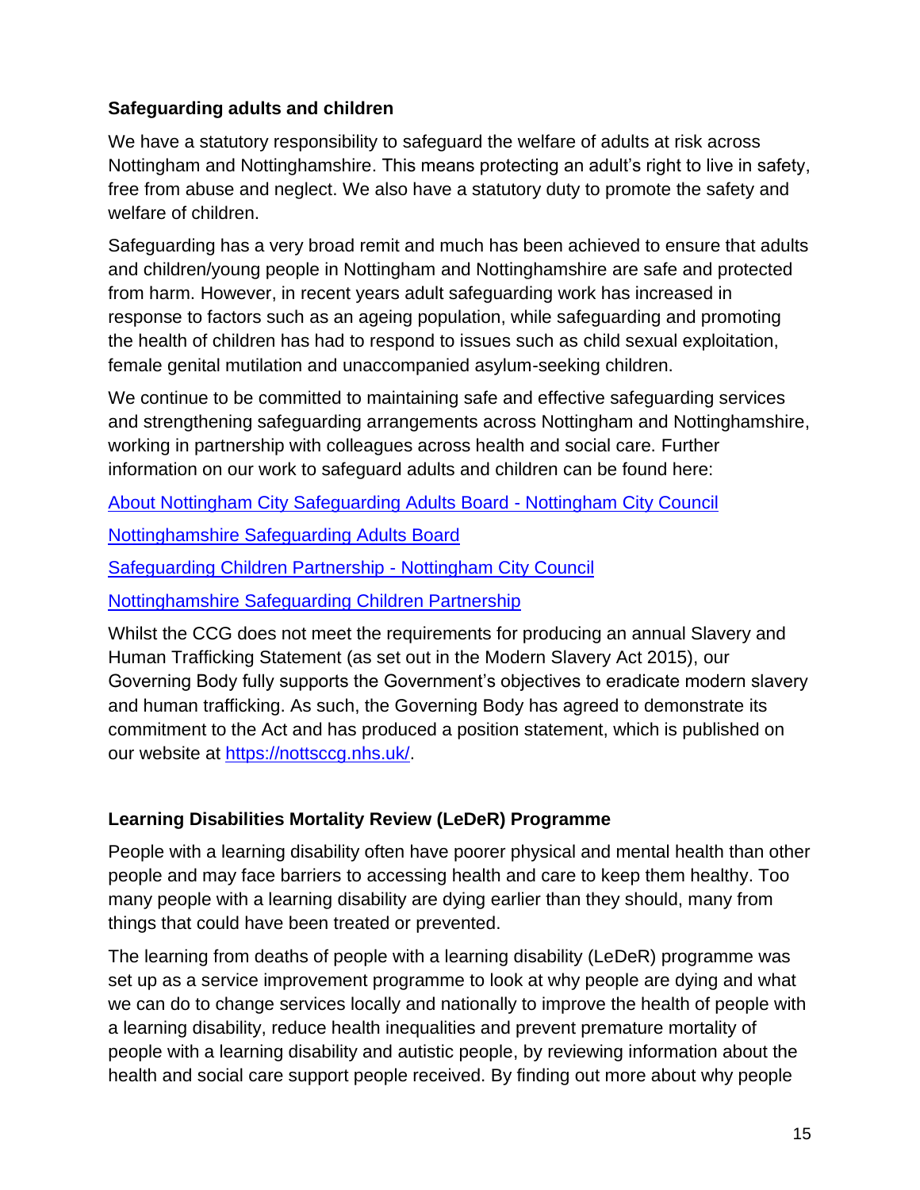### Safeguarding adults and children

We have a statutory responsibility to safeguard the welfare of adults at risk across Nottingham and Nottinghamshire. This means protecting an adult's right to live in safety, free from abuse and neglect. We also have a statutory duty to promote the safety and welfare of children.

Safeguarding has a very broad remit and much has been achieved to ensure that adults and children/young people in Nottingham and Nottinghamshire are safe and protected from harm. However, in recent years adult safeguarding work has increased in response to factors such as an ageing population, while safeguarding and promoting the health of children has had to respond to issues such as child sexual exploitation, female genital mutilation and unaccompanied asylum-seeking children.

We continue to be committed to maintaining safe and effective safeguarding services and strengthening safeguarding arrangements across Nottingham and Nottinghamshire, working in partnership with colleagues across health and social care. Further information on our work to safeguard adults and children can be found here:

About Nottingham City Safeguarding Adults Board - Nottingham City Council

Nottinghamshire Safeguarding Adults Board

Safeguarding Children Partnership - Nottingham City Council

Nottinghamshire Safeguarding Children Partnership

Whilst the CCG does not meet the requirements for producing an annual Slavery and Human Trafficking Statement (as set out in the Modern Slavery Act 2015), our Governing Body fully supports the Government's objectives to eradicate modern slavery and human trafficking. As such, the Governing Body has agreed to demonstrate its commitment to the Act and has produced a position statement, which is published on our website at https://nottsccg.nhs.uk/.

### Learning Disabilities Mortality Review (LeDeR) Programme

People with a learning disability often have poorer physical and mental health than other people and may face barriers to accessing health and care to keep them healthy. Too many people with a learning disability are dying earlier than they should, many from things that could have been treated or prevented.

The learning from deaths of people with a learning disability (LeDeR) programme was set up as a service improvement programme to look at why people are dying and what we can do to change services locally and nationally to improve the health of people with a learning disability, reduce health inequalities and prevent premature mortality of people with a learning disability and autistic people, by reviewing information about the health and social care support people received. By finding out more about why people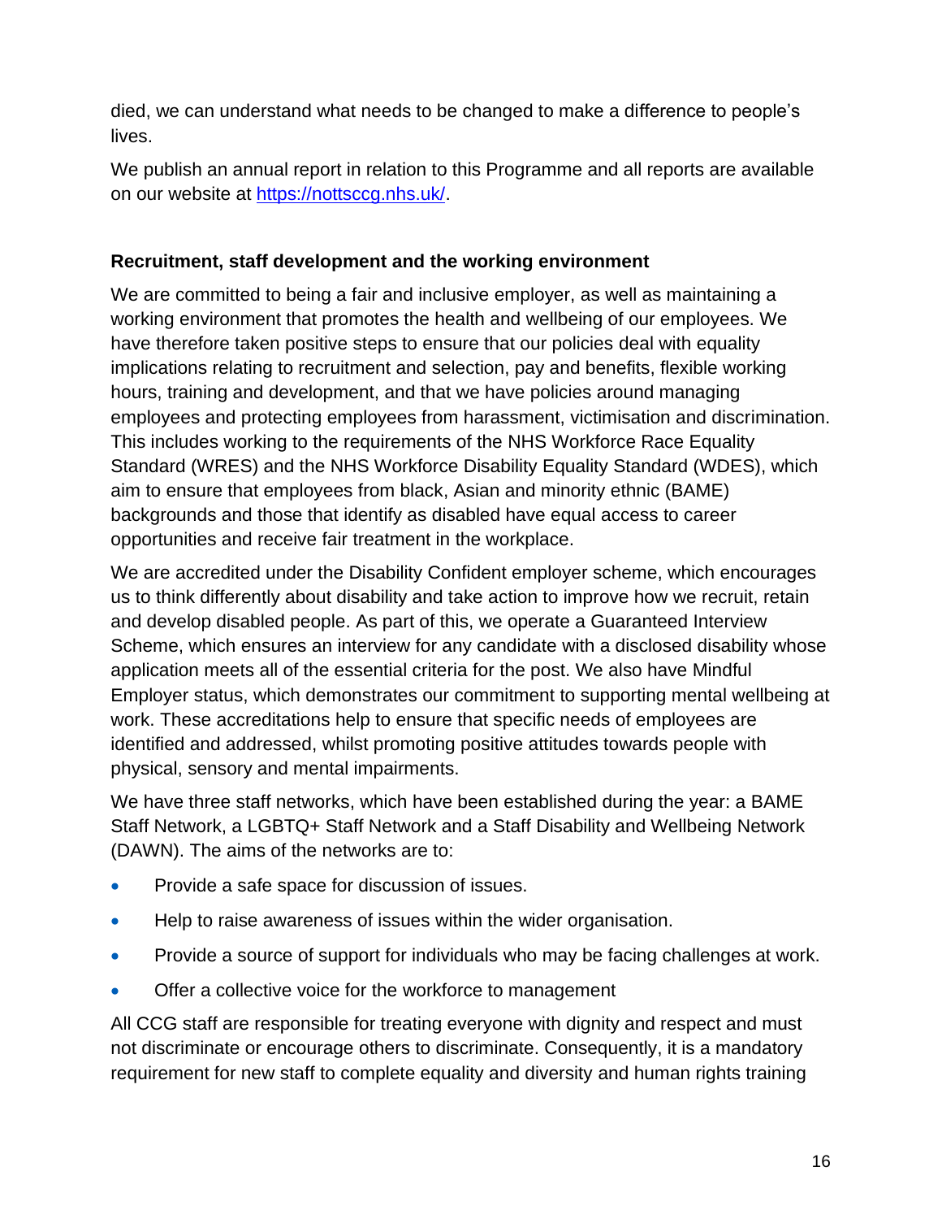died, we can understand what needs to be changed to make a difference to people's lives.

We publish an annual report in relation to this Programme and all reports are available on our website at [https://nottsccg.nhs.uk/](https://nottsccg.nhs.uk/).

**Recruitment, staff development and the working environment**

We are committed to being a fair and inclusive employer, as well as maintaining a working environment that promotes the health and wellbeing of our employees. We have therefore taken positive steps to ensure that our policies deal with equality implications relating to recruitment and selection, pay and benefits, flexible working hours, training and development, and that we have policies around managing employees and protecting employees from harassment, victimisation and discrimination. This includes working to the requirements of the NHS Workforce Race Equality Standard (WRES) and the NHS Workforce Disability Equality Standard (WDES), which aim to ensure that employees from black, Asian and minority ethnic (BAME) backgrounds and those that identify as disabled have equal access to career opportunities and receive fair treatment in the workplace.

We are accredited under the Disability Confident employer scheme, which encourages us to think differently about disability and take action to improve how we recruit, retain and develop disabled people. As part of this, we operate a Guaranteed Interview Scheme, which ensures an interview for any candidate with a disclosed disability whose application meets all of the essential criteria for the post. We also have Mindful Employer status, which demonstrates our commitment to supporting mental wellbeing at work. These accreditations help to ensure that specific needs of employees are identified and addressed, whilst promoting positive attitudes towards people with physical, sensory and mental impairments.

We have three staff networks, which have been established during the year: a BAME Staff Network, a LGBTQ+ Staff Network and a Staff Disability and Wellbeing Network (DAWN). The aims of the networks are to:

- Provide a safe space for discussion of issues.
- Help to raise awareness of issues within the wider organisation.
- Provide a source of support for individuals who may be facing challenges at work.
- Offer a collective voice for the workforce to management

All CCG staff are responsible for treating everyone with dignity and respect and must not discriminate or encourage others to discriminate. Consequently, it is a mandatory requirement for new staff to complete equality and diversity and human rights training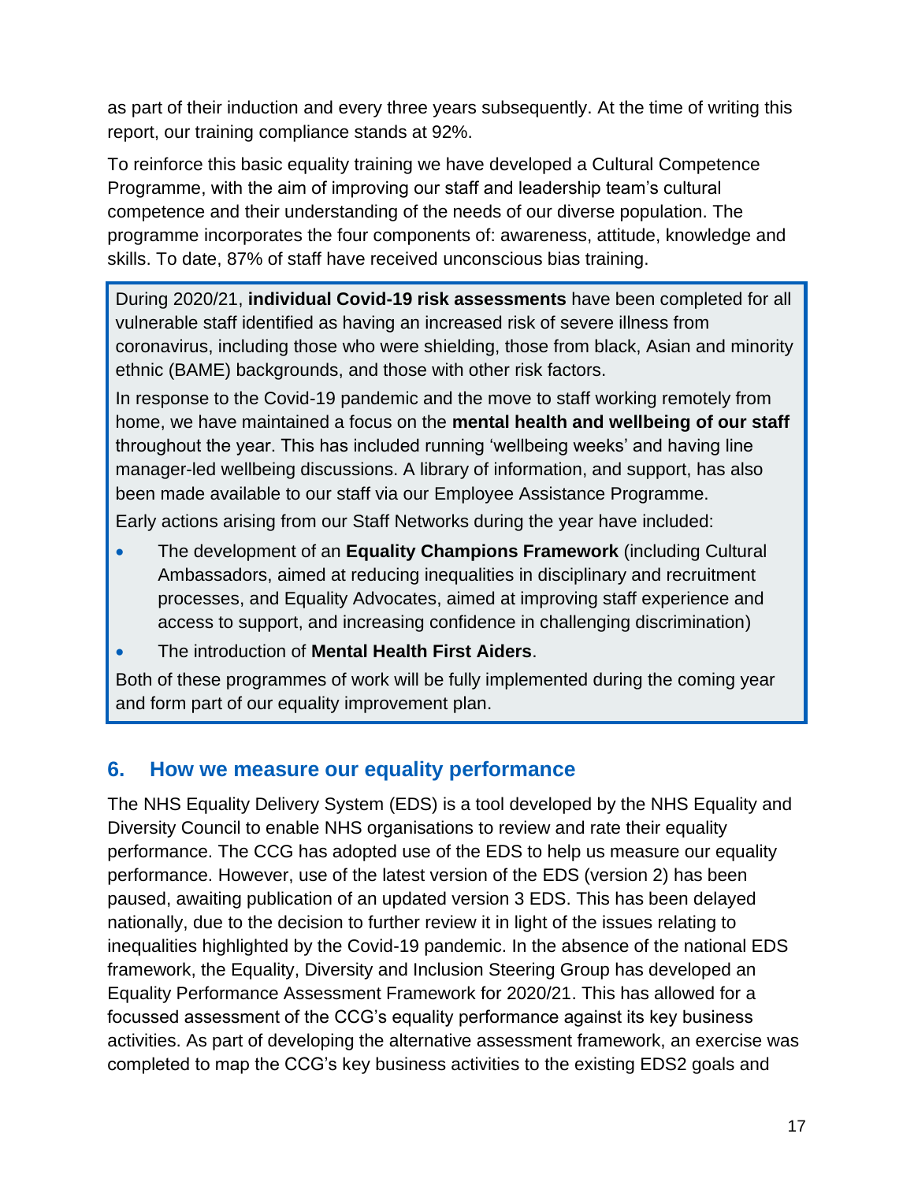as part of their induction and every three years subsequently. At the time of writing this report, our training compliance stands at 92%.

To reinforce this basic equality training we have developed a Cultural Competence Programme, with the aim of improving our staff and leadership team's cultural competence and their understanding of the needs of our diverse population. The programme incorporates the four components of: awareness, attitude, knowledge and skills. To date, 87% of staff have received unconscious bias training.

> During 2020/21, **individual Covid-19 risk assessments** have been completed for all vulnerable staff identified as having an increased risk of severe illness from coronavirus, including those who were shielding, those from black, Asian and minority ethnic (BAME) backgrounds, and those with other risk factors.
>
> In response to the Covid-19 pandemic and the move to staff working remotely from home, we have maintained a focus on the **mental health and wellbeing of our staff** throughout the year. This has included running 'wellbeing weeks' and having line manager-led wellbeing discussions. A library of information, and support, has also been made available to our staff via our Employee Assistance Programme.
>
> Early actions arising from our Staff Networks during the year have included:
>
> - The development of an **Equality Champions Framework** (including Cultural Ambassadors, aimed at reducing inequalities in disciplinary and recruitment processes, and Equality Advocates, aimed at improving staff experience and access to support, and increasing confidence in challenging discrimination)
> - The introduction of **Mental Health First Aiders**.
>
> Both of these programmes of work will be fully implemented during the coming year and form part of our equality improvement plan.

## 6. How we measure our equality performance

The NHS Equality Delivery System (EDS) is a tool developed by the NHS Equality and Diversity Council to enable NHS organisations to review and rate their equality performance. The CCG has adopted use of the EDS to help us measure our equality performance. However, use of the latest version of the EDS (version 2) has been paused, awaiting publication of an updated version 3 EDS. This has been delayed nationally, due to the decision to further review it in light of the issues relating to inequalities highlighted by the Covid-19 pandemic. In the absence of the national EDS framework, the Equality, Diversity and Inclusion Steering Group has developed an Equality Performance Assessment Framework for 2020/21. This has allowed for a focussed assessment of the CCG's equality performance against its key business activities. As part of developing the alternative assessment framework, an exercise was completed to map the CCG's key business activities to the existing EDS2 goals and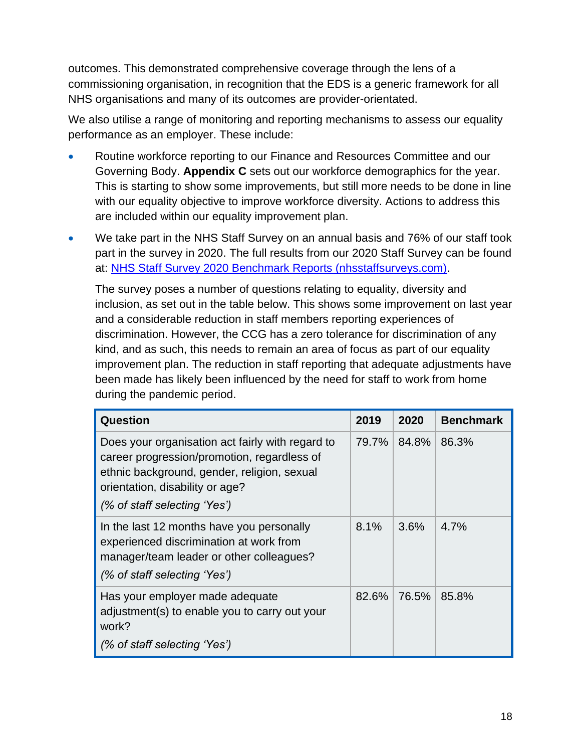outcomes. This demonstrated comprehensive coverage through the lens of a commissioning organisation, in recognition that the EDS is a generic framework for all NHS organisations and many of its outcomes are provider-orientated.

We also utilise a range of monitoring and reporting mechanisms to assess our equality performance as an employer. These include:

- Routine workforce reporting to our Finance and Resources Committee and our Governing Body. **Appendix C** sets out our workforce demographics for the year. This is starting to show some improvements, but still more needs to be done in line with our equality objective to improve workforce diversity. Actions to address this are included within our equality improvement plan.
- We take part in the NHS Staff Survey on an annual basis and 76% of our staff took part in the survey in 2020. The full results from our 2020 Staff Survey can be found at: [NHS Staff Survey 2020 Benchmark Reports (nhsstaffsurveys.com)](nhsstaffsurveys.com).

  The survey poses a number of questions relating to equality, diversity and inclusion, as set out in the table below. This shows some improvement on last year and a considerable reduction in staff members reporting experiences of discrimination. However, the CCG has a zero tolerance for discrimination of any kind, and as such, this needs to remain an area of focus as part of our equality improvement plan. The reduction in staff reporting that adequate adjustments have been made has likely been influenced by the need for staff to work from home during the pandemic period.

| Question | 2019 | 2020 | Benchmark |
|---|---|---|---|
| Does your organisation act fairly with regard to career progression/promotion, regardless of ethnic background, gender, religion, sexual orientation, disability or age? *(% of staff selecting 'Yes')* | 79.7% | 84.8% | 86.3% |
| In the last 12 months have you personally experienced discrimination at work from manager/team leader or other colleagues? *(% of staff selecting 'Yes')* | 8.1% | 3.6% | 4.7% |
| Has your employer made adequate adjustment(s) to enable you to carry out your work? *(% of staff selecting 'Yes')* | 82.6% | 76.5% | 85.8% |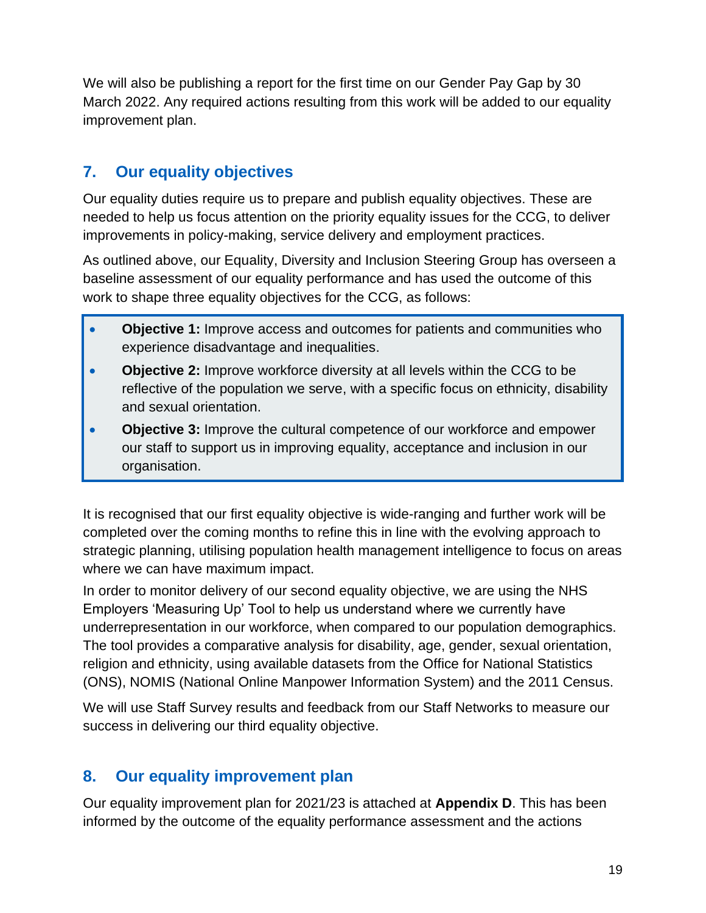We will also be publishing a report for the first time on our Gender Pay Gap by 30 March 2022. Any required actions resulting from this work will be added to our equality improvement plan.

## 7. Our equality objectives

Our equality duties require us to prepare and publish equality objectives. These are needed to help us focus attention on the priority equality issues for the CCG, to deliver improvements in policy-making, service delivery and employment practices.

As outlined above, our Equality, Diversity and Inclusion Steering Group has overseen a baseline assessment of our equality performance and has used the outcome of this work to shape three equality objectives for the CCG, as follows:

- **Objective 1:** Improve access and outcomes for patients and communities who experience disadvantage and inequalities.
- **Objective 2:** Improve workforce diversity at all levels within the CCG to be reflective of the population we serve, with a specific focus on ethnicity, disability and sexual orientation.
- **Objective 3:** Improve the cultural competence of our workforce and empower our staff to support us in improving equality, acceptance and inclusion in our organisation.

It is recognised that our first equality objective is wide-ranging and further work will be completed over the coming months to refine this in line with the evolving approach to strategic planning, utilising population health management intelligence to focus on areas where we can have maximum impact.

In order to monitor delivery of our second equality objective, we are using the NHS Employers 'Measuring Up' Tool to help us understand where we currently have underrepresentation in our workforce, when compared to our population demographics. The tool provides a comparative analysis for disability, age, gender, sexual orientation, religion and ethnicity, using available datasets from the Office for National Statistics (ONS), NOMIS (National Online Manpower Information System) and the 2011 Census.

We will use Staff Survey results and feedback from our Staff Networks to measure our success in delivering our third equality objective.

## 8. Our equality improvement plan

Our equality improvement plan for 2021/23 is attached at **Appendix D**. This has been informed by the outcome of the equality performance assessment and the actions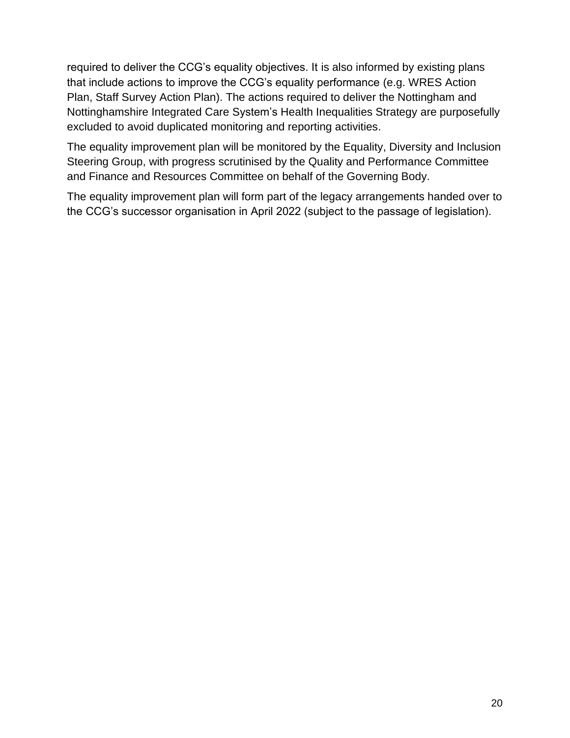required to deliver the CCG's equality objectives. It is also informed by existing plans that include actions to improve the CCG's equality performance (e.g. WRES Action Plan, Staff Survey Action Plan). The actions required to deliver the Nottingham and Nottinghamshire Integrated Care System's Health Inequalities Strategy are purposefully excluded to avoid duplicated monitoring and reporting activities.

The equality improvement plan will be monitored by the Equality, Diversity and Inclusion Steering Group, with progress scrutinised by the Quality and Performance Committee and Finance and Resources Committee on behalf of the Governing Body.

The equality improvement plan will form part of the legacy arrangements handed over to the CCG's successor organisation in April 2022 (subject to the passage of legislation).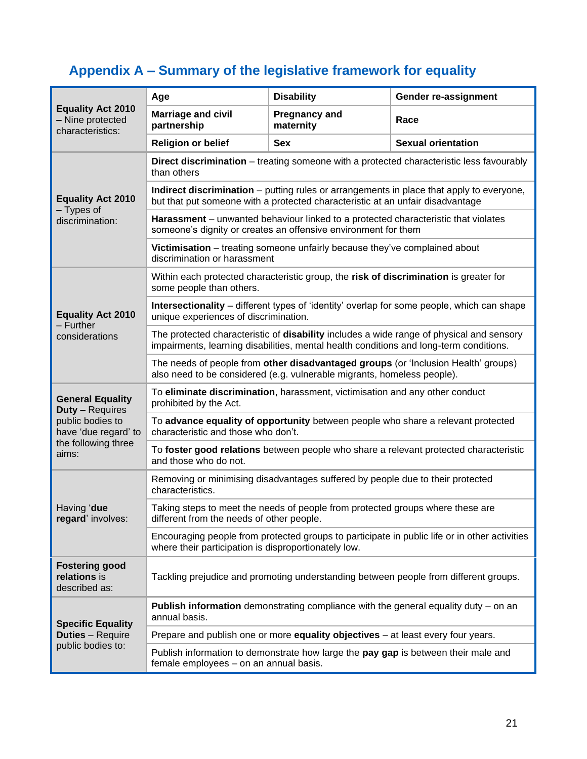## Appendix A – Summary of the legislative framework for equality

| | | | |
|---|---|---|---|
| **Equality Act 2010 – Nine protected characteristics:** | **Age** | **Disability** | **Gender re-assignment** |
| | **Marriage and civil partnership** | **Pregnancy and maternity** | **Race** |
| | **Religion or belief** | **Sex** | **Sexual orientation** |
| **Equality Act 2010 – Types of discrimination:** | **Direct discrimination** – treating someone with a protected characteristic less favourably than others | | |
| | **Indirect discrimination** – putting rules or arrangements in place that apply to everyone, but that put someone with a protected characteristic at an unfair disadvantage | | |
| | **Harassment** – unwanted behaviour linked to a protected characteristic that violates someone's dignity or creates an offensive environment for them | | |
| | **Victimisation** – treating someone unfairly because they've complained about discrimination or harassment | | |
| **Equality Act 2010 – Further considerations** | Within each protected characteristic group, the **risk of discrimination** is greater for some people than others. | | |
| | **Intersectionality** – different types of 'identity' overlap for some people, which can shape unique experiences of discrimination. | | |
| | The protected characteristic of **disability** includes a wide range of physical and sensory impairments, learning disabilities, mental health conditions and long-term conditions. | | |
| | The needs of people from **other disadvantaged groups** (or 'Inclusion Health' groups) also need to be considered (e.g. vulnerable migrants, homeless people). | | |
| **General Equality Duty –** Requires public bodies to have 'due regard' to the following three aims: | To **eliminate discrimination**, harassment, victimisation and any other conduct prohibited by the Act. | | |
| | To **advance equality of opportunity** between people who share a relevant protected characteristic and those who don't. | | |
| | To **foster good relations** between people who share a relevant protected characteristic and those who do not. | | |
| Having '**due regard**' involves: | Removing or minimising disadvantages suffered by people due to their protected characteristics. | | |
| | Taking steps to meet the needs of people from protected groups where these are different from the needs of other people. | | |
| | Encouraging people from protected groups to participate in public life or in other activities where their participation is disproportionately low. | | |
| **Fostering good relations** is described as: | Tackling prejudice and promoting understanding between people from different groups. | | |
| **Specific Equality Duties** – Require public bodies to: | **Publish information** demonstrating compliance with the general equality duty – on an annual basis. | | |
| | Prepare and publish one or more **equality objectives** – at least every four years. | | |
| | Publish information to demonstrate how large the **pay gap** is between their male and female employees – on an annual basis. | | |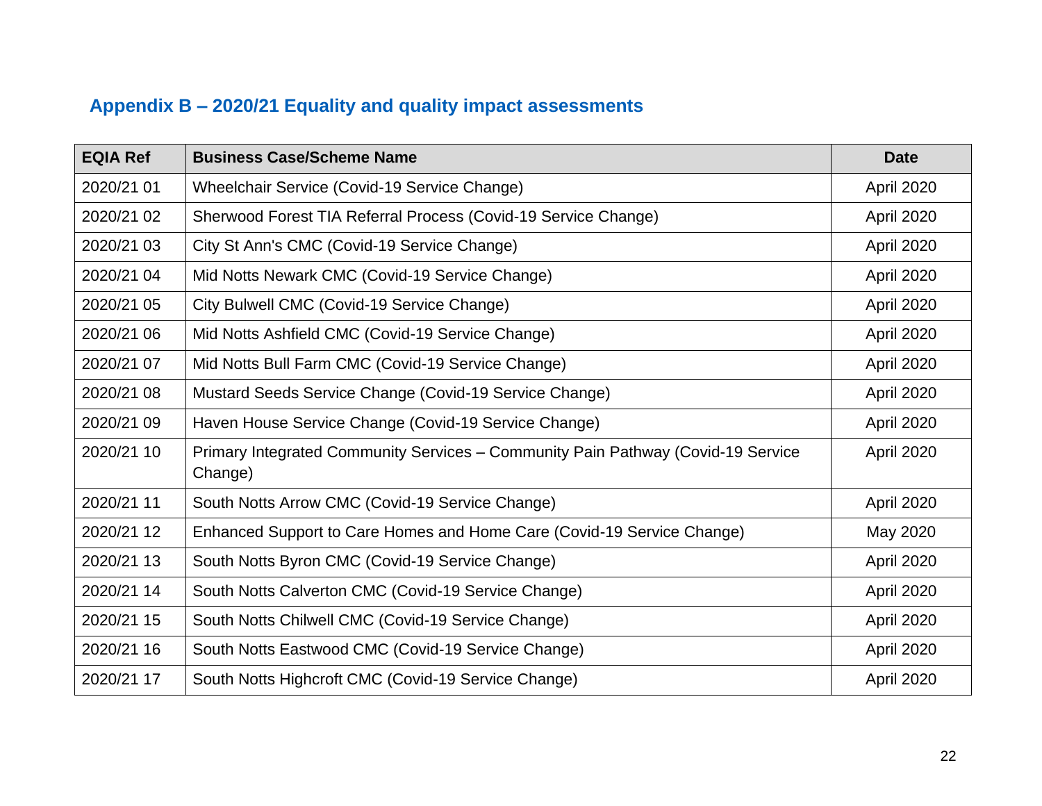## Appendix B – 2020/21 Equality and quality impact assessments

| EQIA Ref | Business Case/Scheme Name | Date |
|---|---|---|
| 2020/21 01 | Wheelchair Service (Covid-19 Service Change) | April 2020 |
| 2020/21 02 | Sherwood Forest TIA Referral Process (Covid-19 Service Change) | April 2020 |
| 2020/21 03 | City St Ann's CMC (Covid-19 Service Change) | April 2020 |
| 2020/21 04 | Mid Notts Newark CMC (Covid-19 Service Change) | April 2020 |
| 2020/21 05 | City Bulwell CMC (Covid-19 Service Change) | April 2020 |
| 2020/21 06 | Mid Notts Ashfield CMC (Covid-19 Service Change) | April 2020 |
| 2020/21 07 | Mid Notts Bull Farm CMC (Covid-19 Service Change) | April 2020 |
| 2020/21 08 | Mustard Seeds Service Change (Covid-19 Service Change) | April 2020 |
| 2020/21 09 | Haven House Service Change (Covid-19 Service Change) | April 2020 |
| 2020/21 10 | Primary Integrated Community Services – Community Pain Pathway (Covid-19 Service Change) | April 2020 |
| 2020/21 11 | South Notts Arrow CMC (Covid-19 Service Change) | April 2020 |
| 2020/21 12 | Enhanced Support to Care Homes and Home Care (Covid-19 Service Change) | May 2020 |
| 2020/21 13 | South Notts Byron CMC (Covid-19 Service Change) | April 2020 |
| 2020/21 14 | South Notts Calverton CMC (Covid-19 Service Change) | April 2020 |
| 2020/21 15 | South Notts Chilwell CMC (Covid-19 Service Change) | April 2020 |
| 2020/21 16 | South Notts Eastwood CMC (Covid-19 Service Change) | April 2020 |
| 2020/21 17 | South Notts Highcroft CMC (Covid-19 Service Change) | April 2020 |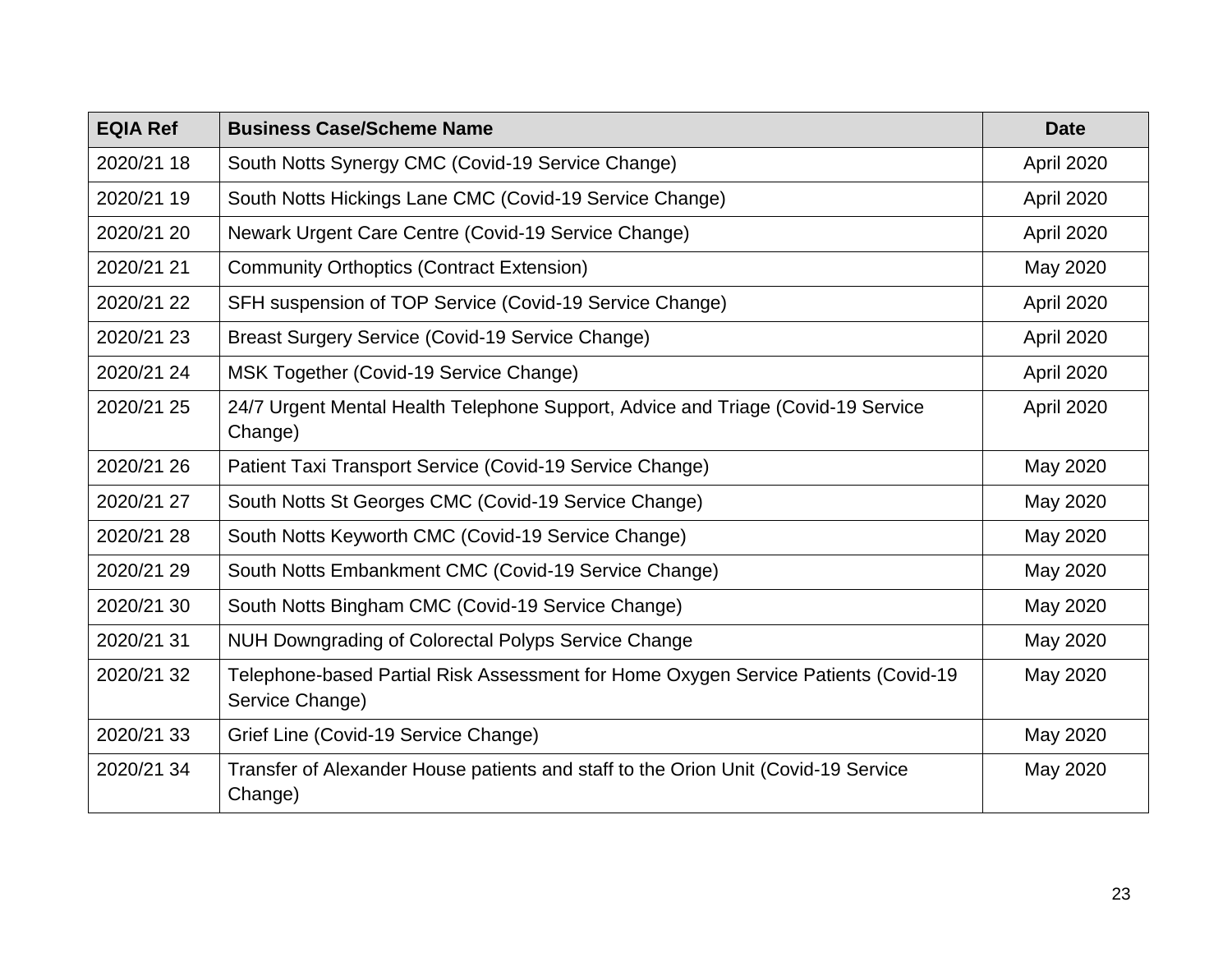| EQIA Ref | Business Case/Scheme Name | Date |
| --- | --- | --- |
| 2020/21 18 | South Notts Synergy CMC (Covid-19 Service Change) | April 2020 |
| 2020/21 19 | South Notts Hickings Lane CMC (Covid-19 Service Change) | April 2020 |
| 2020/21 20 | Newark Urgent Care Centre (Covid-19 Service Change) | April 2020 |
| 2020/21 21 | Community Orthoptics (Contract Extension) | May 2020 |
| 2020/21 22 | SFH suspension of TOP Service (Covid-19 Service Change) | April 2020 |
| 2020/21 23 | Breast Surgery Service (Covid-19 Service Change) | April 2020 |
| 2020/21 24 | MSK Together (Covid-19 Service Change) | April 2020 |
| 2020/21 25 | 24/7 Urgent Mental Health Telephone Support, Advice and Triage (Covid-19 Service Change) | April 2020 |
| 2020/21 26 | Patient Taxi Transport Service (Covid-19 Service Change) | May 2020 |
| 2020/21 27 | South Notts St Georges CMC (Covid-19 Service Change) | May 2020 |
| 2020/21 28 | South Notts Keyworth CMC (Covid-19 Service Change) | May 2020 |
| 2020/21 29 | South Notts Embankment CMC (Covid-19 Service Change) | May 2020 |
| 2020/21 30 | South Notts Bingham CMC (Covid-19 Service Change) | May 2020 |
| 2020/21 31 | NUH Downgrading of Colorectal Polyps Service Change | May 2020 |
| 2020/21 32 | Telephone-based Partial Risk Assessment for Home Oxygen Service Patients (Covid-19 Service Change) | May 2020 |
| 2020/21 33 | Grief Line (Covid-19 Service Change) | May 2020 |
| 2020/21 34 | Transfer of Alexander House patients and staff to the Orion Unit (Covid-19 Service Change) | May 2020 |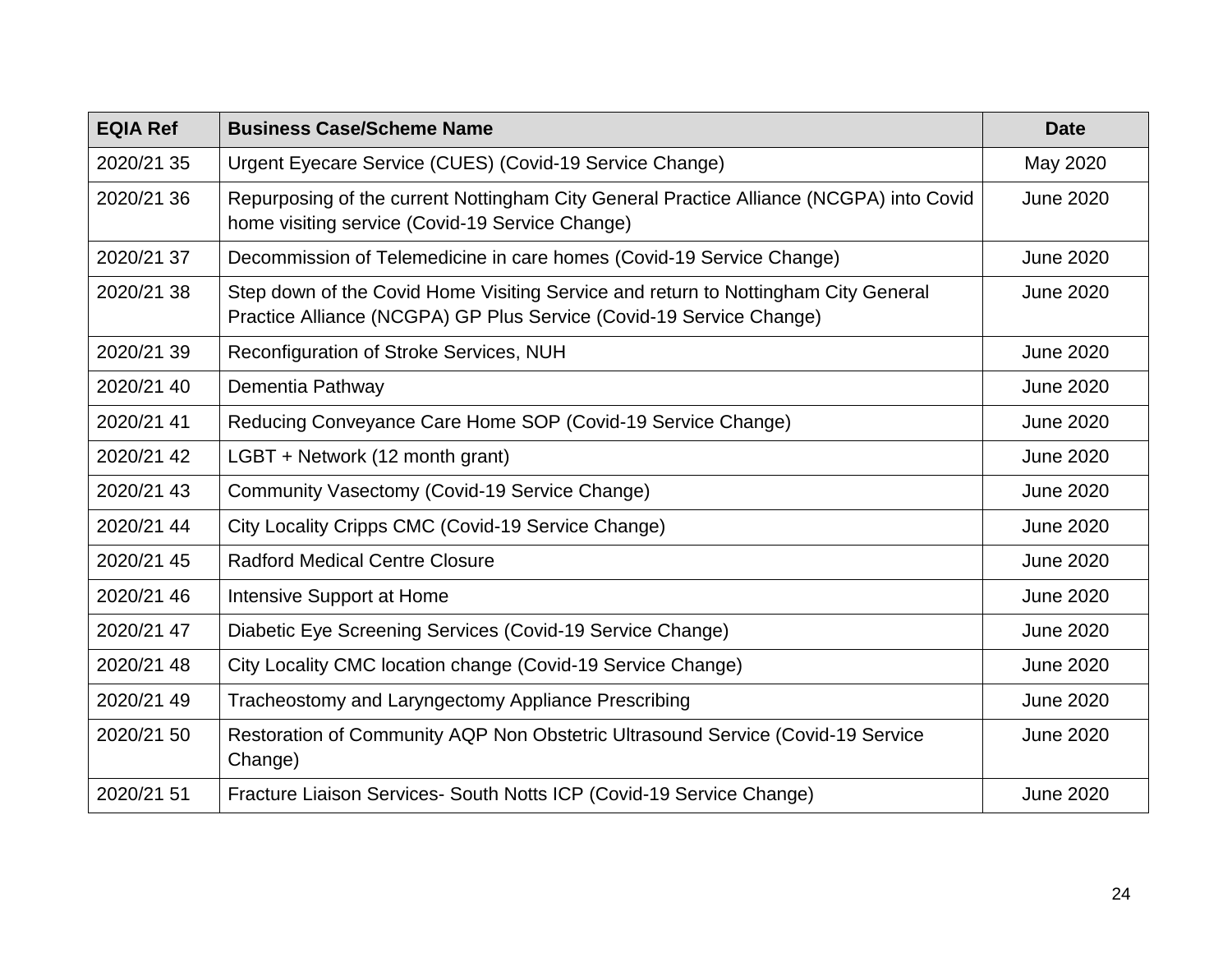| EQIA Ref | Business Case/Scheme Name | Date |
|---|---|---|
| 2020/21 35 | Urgent Eyecare Service (CUES) (Covid-19 Service Change) | May 2020 |
| 2020/21 36 | Repurposing of the current Nottingham City General Practice Alliance (NCGPA) into Covid home visiting service (Covid-19 Service Change) | June 2020 |
| 2020/21 37 | Decommission of Telemedicine in care homes (Covid-19 Service Change) | June 2020 |
| 2020/21 38 | Step down of the Covid Home Visiting Service and return to Nottingham City General Practice Alliance (NCGPA) GP Plus Service (Covid-19 Service Change) | June 2020 |
| 2020/21 39 | Reconfiguration of Stroke Services, NUH | June 2020 |
| 2020/21 40 | Dementia Pathway | June 2020 |
| 2020/21 41 | Reducing Conveyance Care Home SOP (Covid-19 Service Change) | June 2020 |
| 2020/21 42 | LGBT + Network (12 month grant) | June 2020 |
| 2020/21 43 | Community Vasectomy (Covid-19 Service Change) | June 2020 |
| 2020/21 44 | City Locality Cripps CMC (Covid-19 Service Change) | June 2020 |
| 2020/21 45 | Radford Medical Centre Closure | June 2020 |
| 2020/21 46 | Intensive Support at Home | June 2020 |
| 2020/21 47 | Diabetic Eye Screening Services (Covid-19 Service Change) | June 2020 |
| 2020/21 48 | City Locality CMC location change (Covid-19 Service Change) | June 2020 |
| 2020/21 49 | Tracheostomy and Laryngectomy Appliance Prescribing | June 2020 |
| 2020/21 50 | Restoration of Community AQP Non Obstetric Ultrasound Service (Covid-19 Service Change) | June 2020 |
| 2020/21 51 | Fracture Liaison Services- South Notts ICP (Covid-19 Service Change) | June 2020 |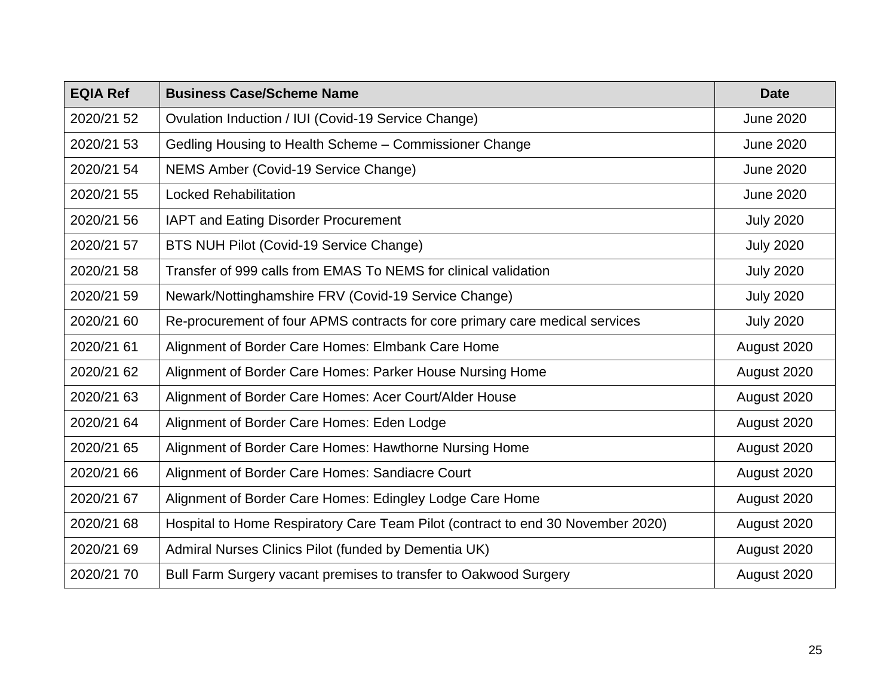| EQIA Ref | Business Case/Scheme Name | Date |
|---|---|---|
| 2020/21 52 | Ovulation Induction / IUI (Covid-19 Service Change) | June 2020 |
| 2020/21 53 | Gedling Housing to Health Scheme – Commissioner Change | June 2020 |
| 2020/21 54 | NEMS Amber (Covid-19 Service Change) | June 2020 |
| 2020/21 55 | Locked Rehabilitation | June 2020 |
| 2020/21 56 | IAPT and Eating Disorder Procurement | July 2020 |
| 2020/21 57 | BTS NUH Pilot (Covid-19 Service Change) | July 2020 |
| 2020/21 58 | Transfer of 999 calls from EMAS To NEMS for clinical validation | July 2020 |
| 2020/21 59 | Newark/Nottinghamshire FRV (Covid-19 Service Change) | July 2020 |
| 2020/21 60 | Re-procurement of four APMS contracts for core primary care medical services | July 2020 |
| 2020/21 61 | Alignment of Border Care Homes: Elmbank Care Home | August 2020 |
| 2020/21 62 | Alignment of Border Care Homes: Parker House Nursing Home | August 2020 |
| 2020/21 63 | Alignment of Border Care Homes: Acer Court/Alder House | August 2020 |
| 2020/21 64 | Alignment of Border Care Homes: Eden Lodge | August 2020 |
| 2020/21 65 | Alignment of Border Care Homes: Hawthorne Nursing Home | August 2020 |
| 2020/21 66 | Alignment of Border Care Homes: Sandiacre Court | August 2020 |
| 2020/21 67 | Alignment of Border Care Homes: Edingley Lodge Care Home | August 2020 |
| 2020/21 68 | Hospital to Home Respiratory Care Team Pilot (contract to end 30 November 2020) | August 2020 |
| 2020/21 69 | Admiral Nurses Clinics Pilot (funded by Dementia UK) | August 2020 |
| 2020/21 70 | Bull Farm Surgery vacant premises to transfer to Oakwood Surgery | August 2020 |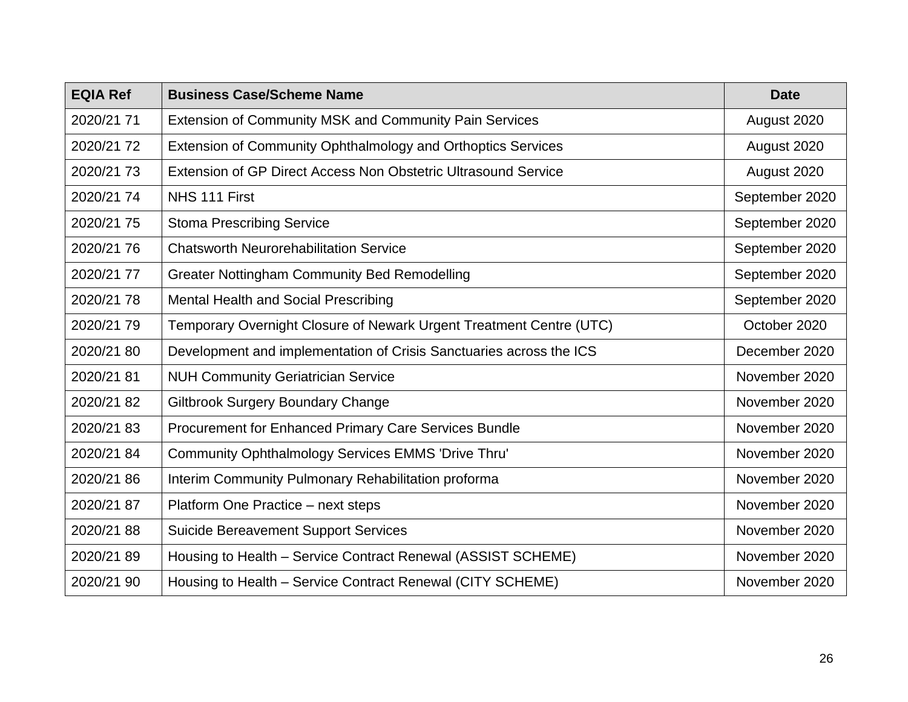| EQIA Ref | Business Case/Scheme Name | Date |
| --- | --- | --- |
| 2020/21 71 | Extension of Community MSK and Community Pain Services | August 2020 |
| 2020/21 72 | Extension of Community Ophthalmology and Orthoptics Services | August 2020 |
| 2020/21 73 | Extension of GP Direct Access Non Obstetric Ultrasound Service | August 2020 |
| 2020/21 74 | NHS 111 First | September 2020 |
| 2020/21 75 | Stoma Prescribing Service | September 2020 |
| 2020/21 76 | Chatsworth Neurorehabilitation Service | September 2020 |
| 2020/21 77 | Greater Nottingham Community Bed Remodelling | September 2020 |
| 2020/21 78 | Mental Health and Social Prescribing | September 2020 |
| 2020/21 79 | Temporary Overnight Closure of Newark Urgent Treatment Centre (UTC) | October 2020 |
| 2020/21 80 | Development and implementation of Crisis Sanctuaries across the ICS | December 2020 |
| 2020/21 81 | NUH Community Geriatrician Service | November 2020 |
| 2020/21 82 | Giltbrook Surgery Boundary Change | November 2020 |
| 2020/21 83 | Procurement for Enhanced Primary Care Services Bundle | November 2020 |
| 2020/21 84 | Community Ophthalmology Services EMMS 'Drive Thru' | November 2020 |
| 2020/21 86 | Interim Community Pulmonary Rehabilitation proforma | November 2020 |
| 2020/21 87 | Platform One Practice – next steps | November 2020 |
| 2020/21 88 | Suicide Bereavement Support Services | November 2020 |
| 2020/21 89 | Housing to Health – Service Contract Renewal (ASSIST SCHEME) | November 2020 |
| 2020/21 90 | Housing to Health – Service Contract Renewal (CITY SCHEME) | November 2020 |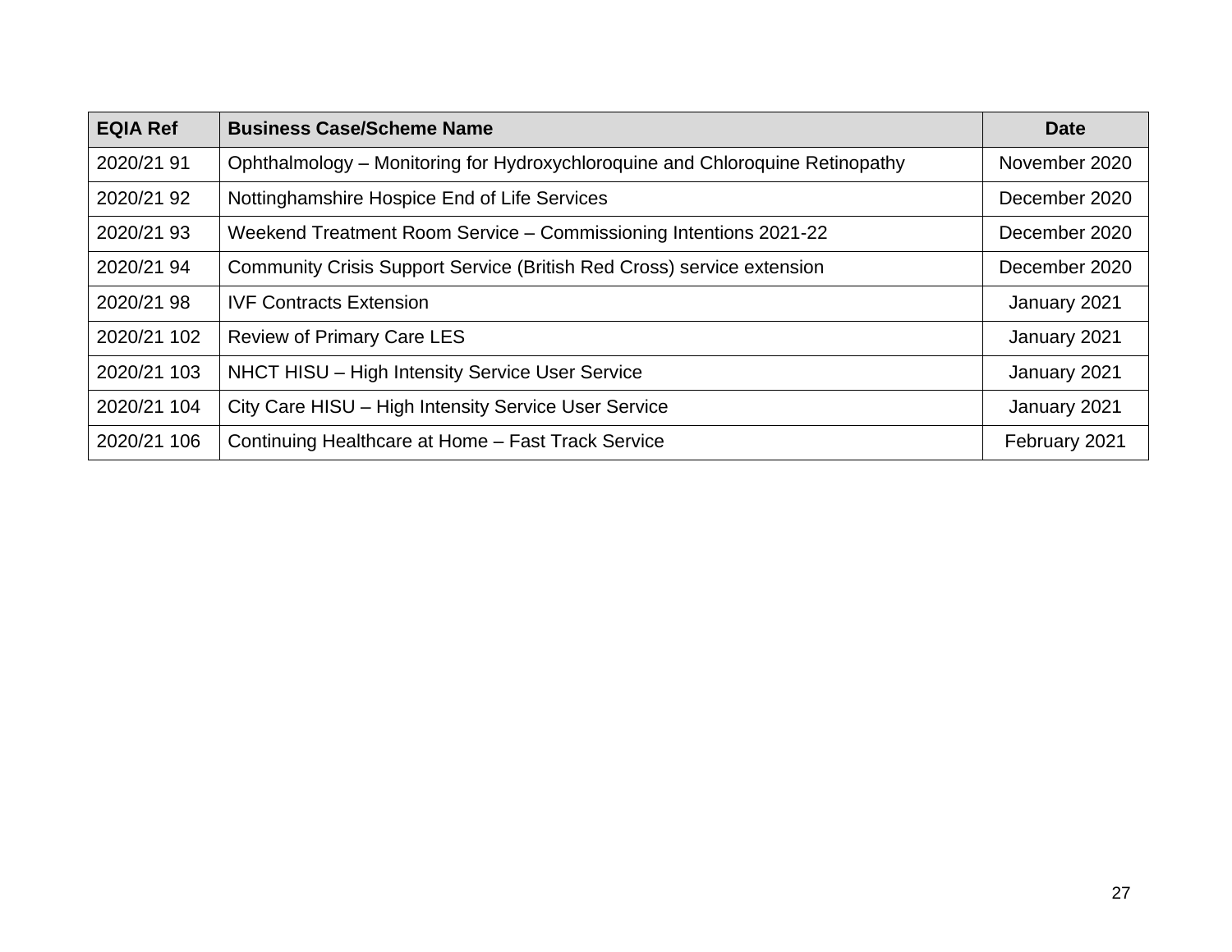| EQIA Ref | Business Case/Scheme Name | Date |
| --- | --- | --- |
| 2020/21 91 | Ophthalmology – Monitoring for Hydroxychloroquine and Chloroquine Retinopathy | November 2020 |
| 2020/21 92 | Nottinghamshire Hospice End of Life Services | December 2020 |
| 2020/21 93 | Weekend Treatment Room Service – Commissioning Intentions 2021-22 | December 2020 |
| 2020/21 94 | Community Crisis Support Service (British Red Cross) service extension | December 2020 |
| 2020/21 98 | IVF Contracts Extension | January 2021 |
| 2020/21 102 | Review of Primary Care LES | January 2021 |
| 2020/21 103 | NHCT HISU – High Intensity Service User Service | January 2021 |
| 2020/21 104 | City Care HISU – High Intensity Service User Service | January 2021 |
| 2020/21 106 | Continuing Healthcare at Home – Fast Track Service | February 2021 |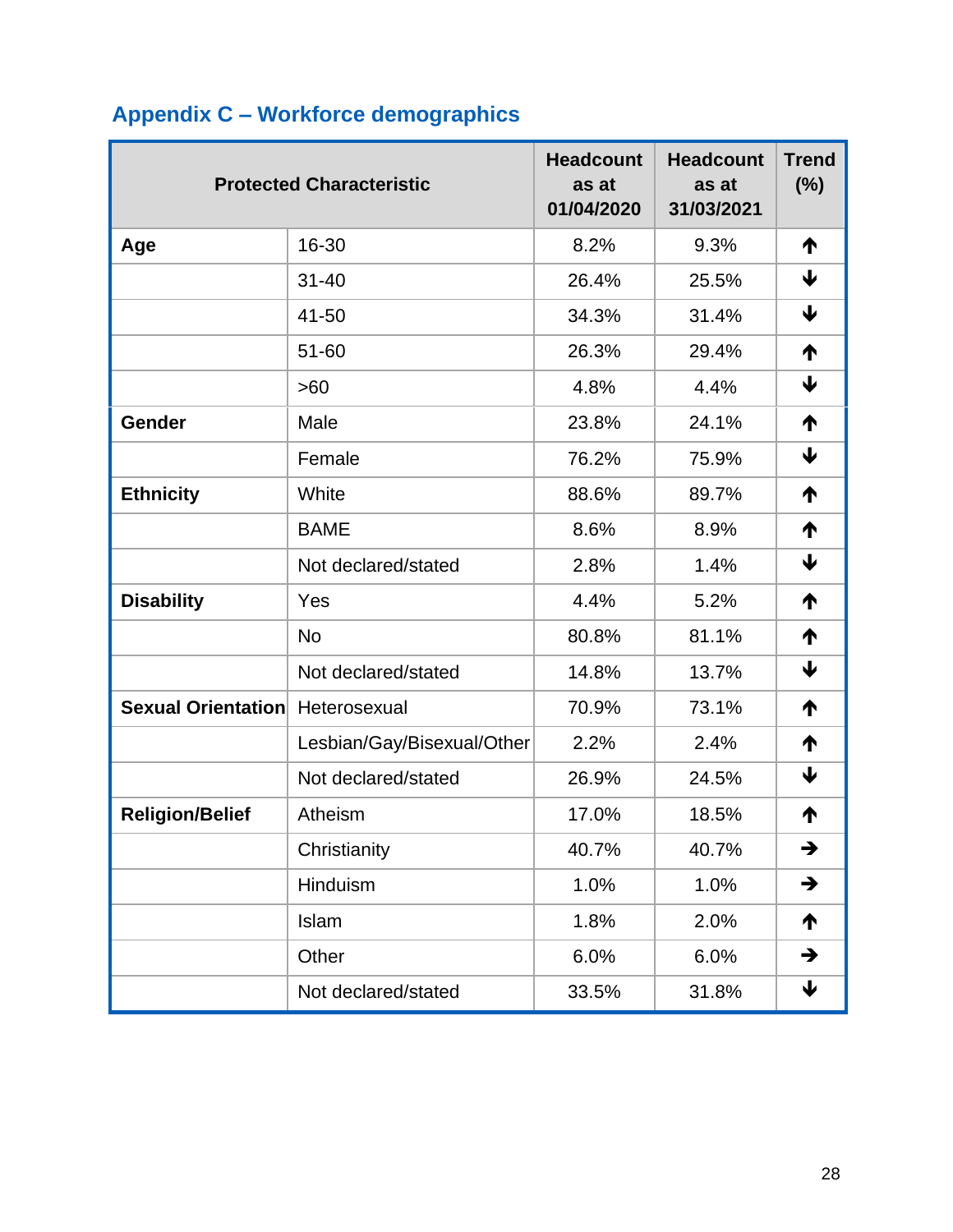## Appendix C – Workforce demographics

| Protected Characteristic | | Headcount as at 01/04/2020 | Headcount as at 31/03/2021 | Trend (%) |
|---|---|---|---|---|
| **Age** | 16-30 | 8.2% | 9.3% | ↑ |
| | 31-40 | 26.4% | 25.5% | ↓ |
| | 41-50 | 34.3% | 31.4% | ↓ |
| | 51-60 | 26.3% | 29.4% | ↑ |
| | >60 | 4.8% | 4.4% | ↓ |
| **Gender** | Male | 23.8% | 24.1% | ↑ |
| | Female | 76.2% | 75.9% | ↓ |
| **Ethnicity** | White | 88.6% | 89.7% | ↑ |
| | BAME | 8.6% | 8.9% | ↑ |
| | Not declared/stated | 2.8% | 1.4% | ↓ |
| **Disability** | Yes | 4.4% | 5.2% | ↑ |
| | No | 80.8% | 81.1% | ↑ |
| | Not declared/stated | 14.8% | 13.7% | ↓ |
| **Sexual Orientation** | Heterosexual | 70.9% | 73.1% | ↑ |
| | Lesbian/Gay/Bisexual/Other | 2.2% | 2.4% | ↑ |
| | Not declared/stated | 26.9% | 24.5% | ↓ |
| **Religion/Belief** | Atheism | 17.0% | 18.5% | ↑ |
| | Christianity | 40.7% | 40.7% | → |
| | Hinduism | 1.0% | 1.0% | → |
| | Islam | 1.8% | 2.0% | ↑ |
| | Other | 6.0% | 6.0% | → |
| | Not declared/stated | 33.5% | 31.8% | ↓ |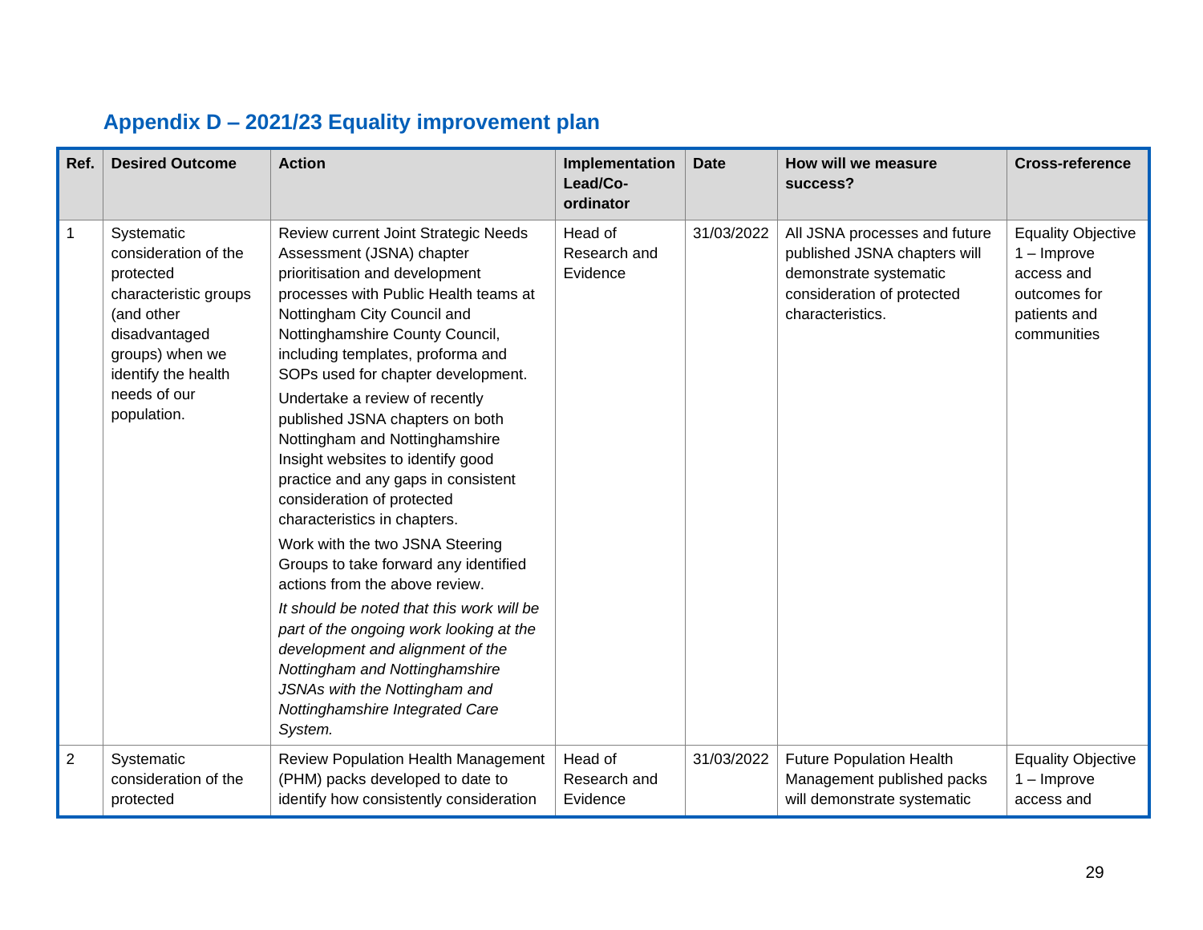## Appendix D – 2021/23 Equality improvement plan

| Ref. | Desired Outcome | Action | Implementation Lead/Co-ordinator | Date | How will we measure success? | Cross-reference |
|---|---|---|---|---|---|---|
| 1 | Systematic consideration of the protected characteristic groups (and other disadvantaged groups) when we identify the health needs of our population. | Review current Joint Strategic Needs Assessment (JSNA) chapter prioritisation and development processes with Public Health teams at Nottingham City Council and Nottinghamshire County Council, including templates, proforma and SOPs used for chapter development.<br>Undertake a review of recently published JSNA chapters on both Nottingham and Nottinghamshire Insight websites to identify good practice and any gaps in consistent consideration of protected characteristics in chapters.<br>Work with the two JSNA Steering Groups to take forward any identified actions from the above review.<br>*It should be noted that this work will be part of the ongoing work looking at the development and alignment of the Nottingham and Nottinghamshire JSNAs with the Nottingham and Nottinghamshire Integrated Care System.* | Head of Research and Evidence | 31/03/2022 | All JSNA processes and future published JSNA chapters will demonstrate systematic consideration of protected characteristics. | Equality Objective 1 – Improve access and outcomes for patients and communities |
| 2 | Systematic consideration of the protected | Review Population Health Management (PHM) packs developed to date to identify how consistently consideration | Head of Research and Evidence | 31/03/2022 | Future Population Health Management published packs will demonstrate systematic | Equality Objective 1 – Improve access and |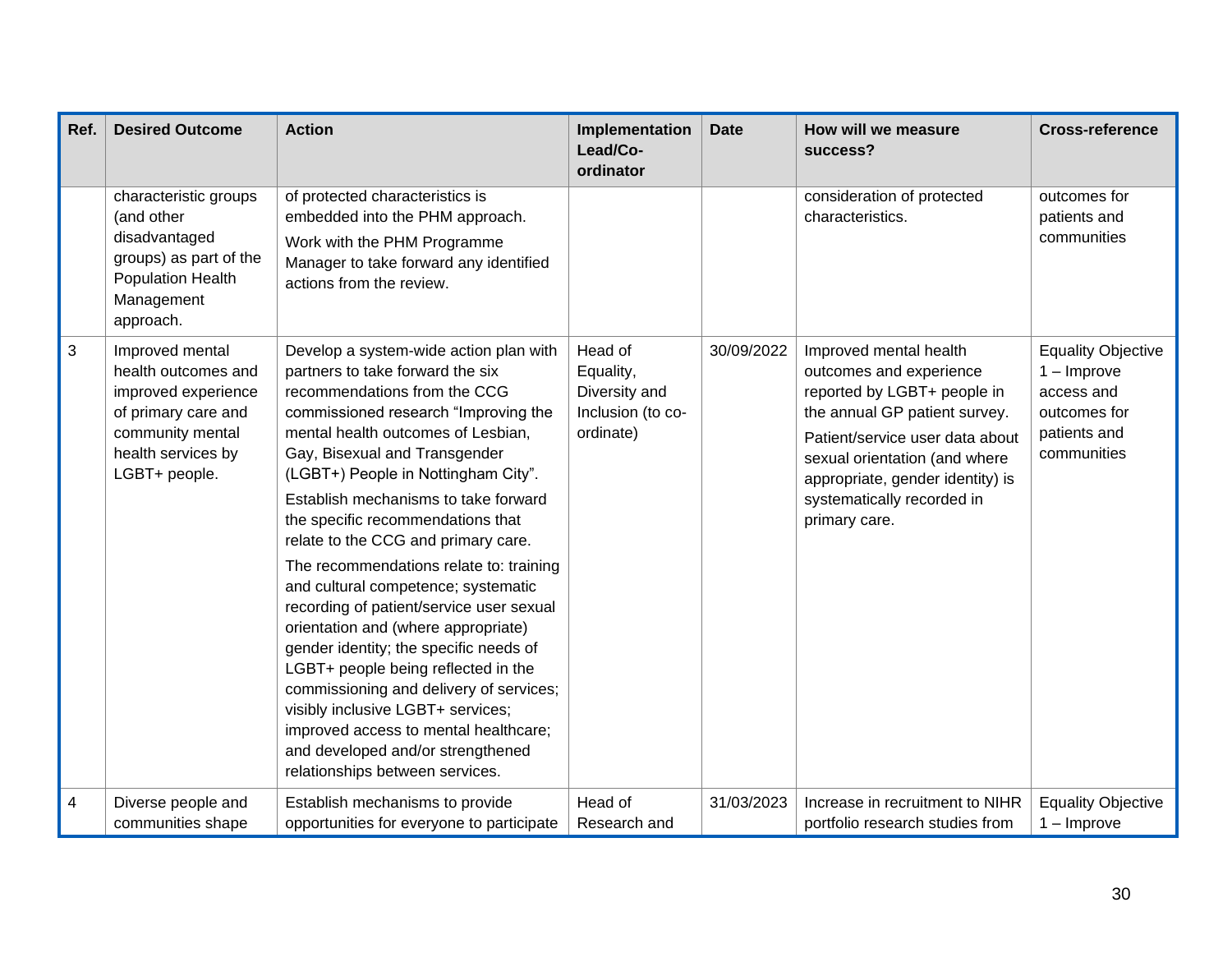| Ref. | Desired Outcome | Action | Implementation Lead/Co-ordinator | Date | How will we measure success? | Cross-reference |
|---|---|---|---|---|---|---|
| | characteristic groups (and other disadvantaged groups) as part of the Population Health Management approach. | of protected characteristics is embedded into the PHM approach.<br><br>Work with the PHM Programme Manager to take forward any identified actions from the review. | | | consideration of protected characteristics. | outcomes for patients and communities |
| 3 | Improved mental health outcomes and improved experience of primary care and community mental health services by LGBT+ people. | Develop a system-wide action plan with partners to take forward the six recommendations from the CCG commissioned research "Improving the mental health outcomes of Lesbian, Gay, Bisexual and Transgender (LGBT+) People in Nottingham City".<br><br>Establish mechanisms to take forward the specific recommendations that relate to the CCG and primary care.<br><br>The recommendations relate to: training and cultural competence; systematic recording of patient/service user sexual orientation and (where appropriate) gender identity; the specific needs of LGBT+ people being reflected in the commissioning and delivery of services; visibly inclusive LGBT+ services; improved access to mental healthcare; and developed and/or strengthened relationships between services. | Head of Equality, Diversity and Inclusion (to co-ordinate) | 30/09/2022 | Improved mental health outcomes and experience reported by LGBT+ people in the annual GP patient survey.<br><br>Patient/service user data about sexual orientation (and where appropriate, gender identity) is systematically recorded in primary care. | Equality Objective 1 – Improve access and outcomes for patients and communities |
| 4 | Diverse people and communities shape | Establish mechanisms to provide opportunities for everyone to participate | Head of Research and | 31/03/2023 | Increase in recruitment to NIHR portfolio research studies from | Equality Objective 1 – Improve |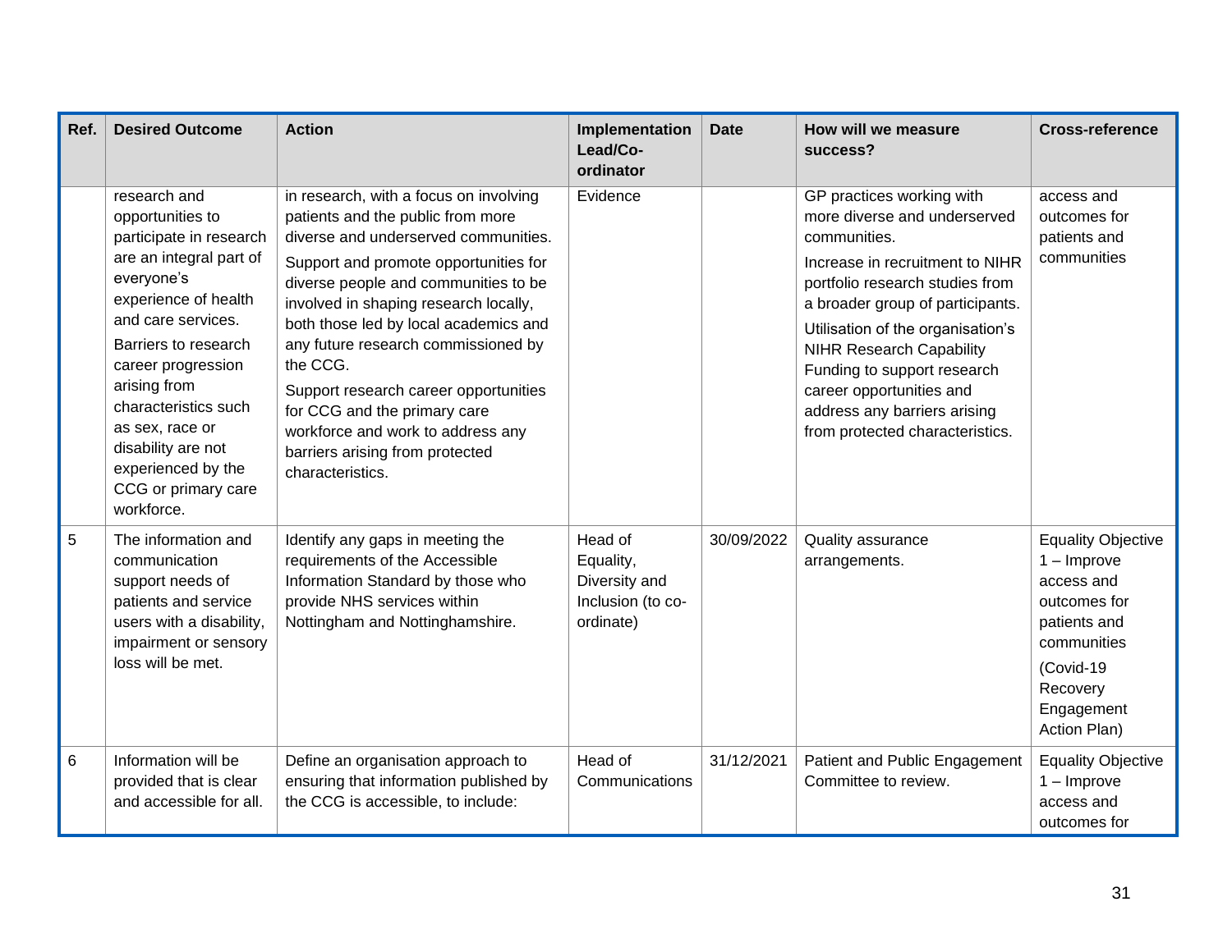| Ref. | Desired Outcome | Action | Implementation Lead/Co-ordinator | Date | How will we measure success? | Cross-reference |
|---|---|---|---|---|---|---|
| | research and opportunities to participate in research are an integral part of everyone's experience of health and care services.<br>Barriers to research career progression arising from characteristics such as sex, race or disability are not experienced by the CCG or primary care workforce. | in research, with a focus on involving patients and the public from more diverse and underserved communities.<br>Support and promote opportunities for diverse people and communities to be involved in shaping research locally, both those led by local academics and any future research commissioned by the CCG.<br>Support research career opportunities for CCG and the primary care workforce and work to address any barriers arising from protected characteristics. | Evidence | | GP practices working with more diverse and underserved communities.<br>Increase in recruitment to NIHR portfolio research studies from a broader group of participants.<br>Utilisation of the organisation's NIHR Research Capability Funding to support research career opportunities and address any barriers arising from protected characteristics. | access and outcomes for patients and communities |
| 5 | The information and communication support needs of patients and service users with a disability, impairment or sensory loss will be met. | Identify any gaps in meeting the requirements of the Accessible Information Standard by those who provide NHS services within Nottingham and Nottinghamshire. | Head of Equality, Diversity and Inclusion (to co-ordinate) | 30/09/2022 | Quality assurance arrangements. | Equality Objective 1 – Improve access and outcomes for patients and communities<br>(Covid-19 Recovery Engagement Action Plan) |
| 6 | Information will be provided that is clear and accessible for all. | Define an organisation approach to ensuring that information published by the CCG is accessible, to include: | Head of Communications | 31/12/2021 | Patient and Public Engagement Committee to review. | Equality Objective 1 – Improve access and outcomes for |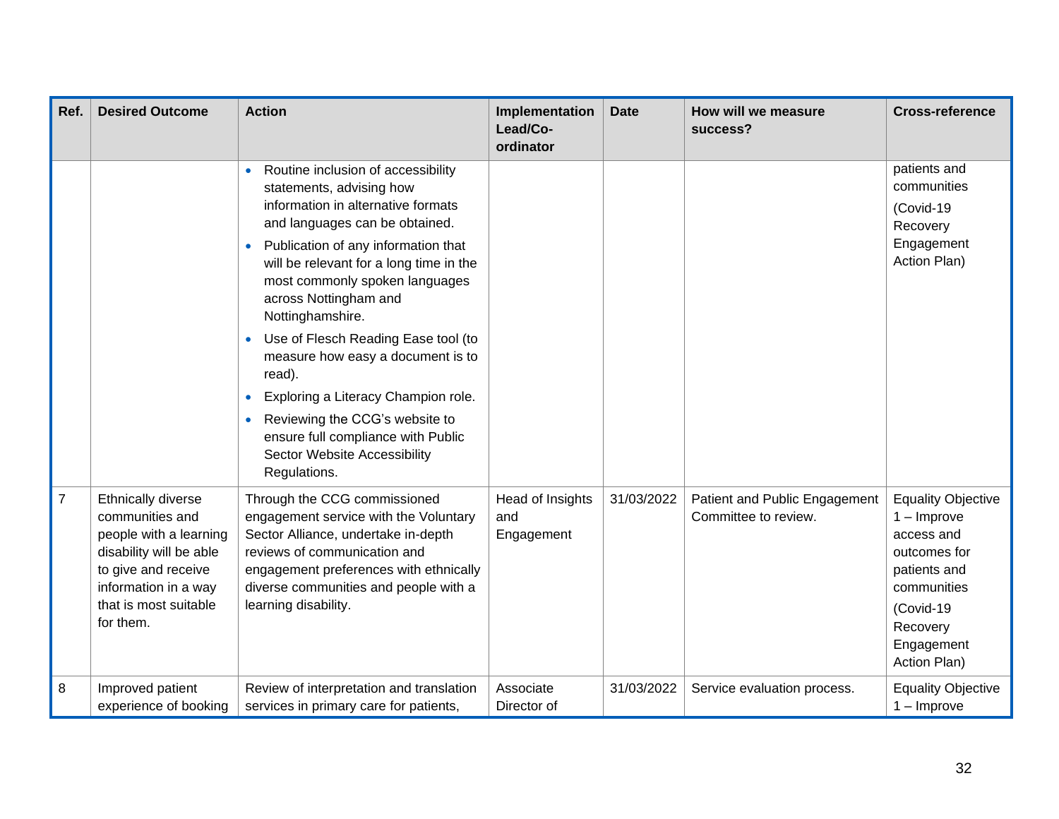| Ref. | Desired Outcome | Action | Implementation Lead/Co-ordinator | Date | How will we measure success? | Cross-reference |
|---|---|---|---|---|---|---|
| | | • Routine inclusion of accessibility statements, advising how information in alternative formats and languages can be obtained.<br>• Publication of any information that will be relevant for a long time in the most commonly spoken languages across Nottingham and Nottinghamshire.<br>• Use of Flesch Reading Ease tool (to measure how easy a document is to read).<br>• Exploring a Literacy Champion role.<br>• Reviewing the CCG's website to ensure full compliance with Public Sector Website Accessibility Regulations. | | | | patients and communities<br>(Covid-19 Recovery Engagement Action Plan) |
| 7 | Ethnically diverse communities and people with a learning disability will be able to give and receive information in a way that is most suitable for them. | Through the CCG commissioned engagement service with the Voluntary Sector Alliance, undertake in-depth reviews of communication and engagement preferences with ethnically diverse communities and people with a learning disability. | Head of Insights and Engagement | 31/03/2022 | Patient and Public Engagement Committee to review. | Equality Objective 1 – Improve access and outcomes for patients and communities<br>(Covid-19 Recovery Engagement Action Plan) |
| 8 | Improved patient experience of booking | Review of interpretation and translation services in primary care for patients, | Associate Director of | 31/03/2022 | Service evaluation process. | Equality Objective 1 – Improve |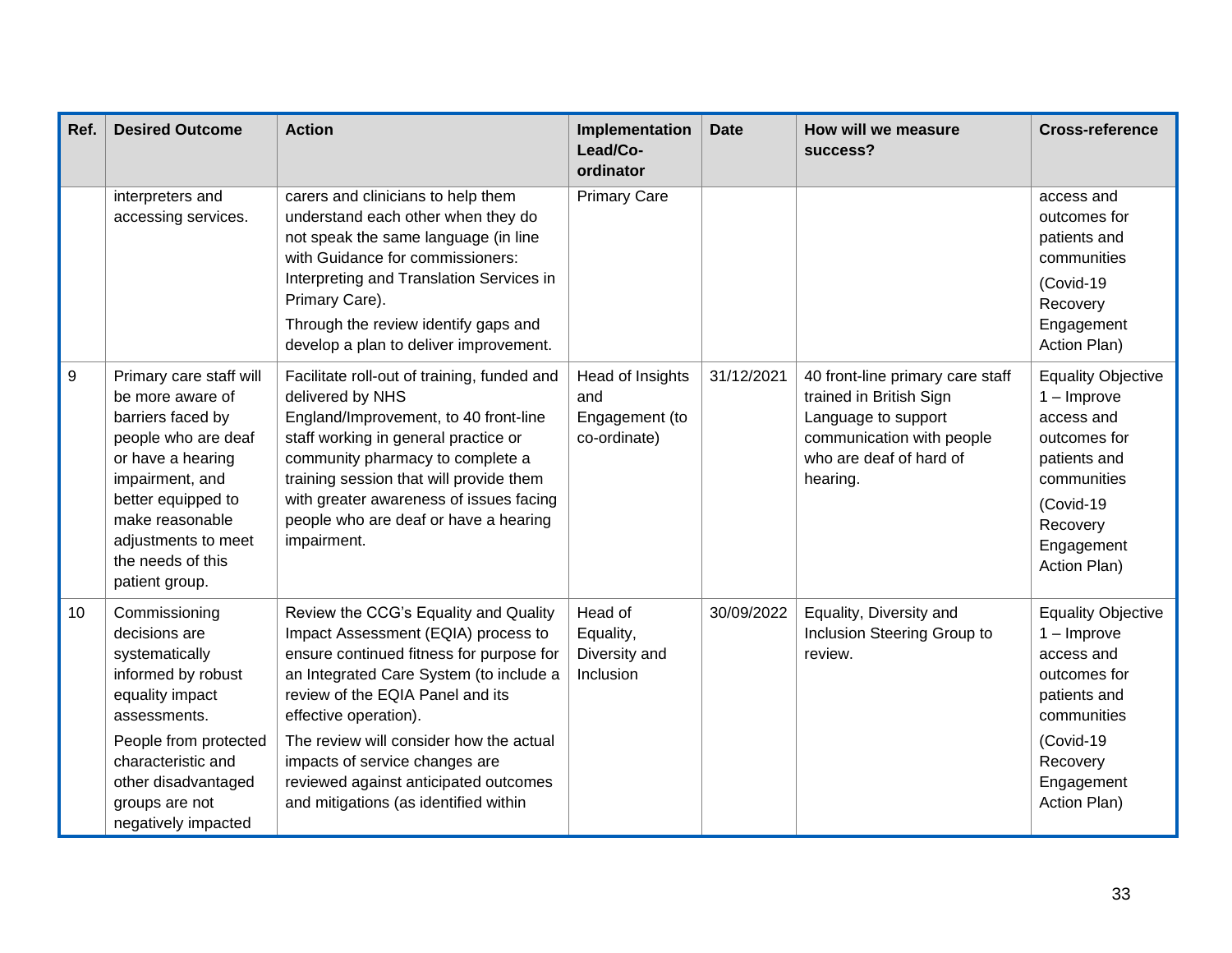| Ref. | Desired Outcome | Action | Implementation Lead/Co-ordinator | Date | How will we measure success? | Cross-reference |
|---|---|---|---|---|---|---|
| | interpreters and accessing services. | carers and clinicians to help them understand each other when they do not speak the same language (in line with Guidance for commissioners: Interpreting and Translation Services in Primary Care).<br><br>Through the review identify gaps and develop a plan to deliver improvement. | Primary Care | | | access and outcomes for patients and communities<br><br>(Covid-19 Recovery Engagement Action Plan) |
| 9 | Primary care staff will be more aware of barriers faced by people who are deaf or have a hearing impairment, and better equipped to make reasonable adjustments to meet the needs of this patient group. | Facilitate roll-out of training, funded and delivered by NHS England/Improvement, to 40 front-line staff working in general practice or community pharmacy to complete a training session that will provide them with greater awareness of issues facing people who are deaf or have a hearing impairment. | Head of Insights and Engagement (to co-ordinate) | 31/12/2021 | 40 front-line primary care staff trained in British Sign Language to support communication with people who are deaf of hard of hearing. | Equality Objective 1 – Improve access and outcomes for patients and communities<br><br>(Covid-19 Recovery Engagement Action Plan) |
| 10 | Commissioning decisions are systematically informed by robust equality impact assessments.<br><br>People from protected characteristic and other disadvantaged groups are not negatively impacted | Review the CCG's Equality and Quality Impact Assessment (EQIA) process to ensure continued fitness for purpose for an Integrated Care System (to include a review of the EQIA Panel and its effective operation).<br><br>The review will consider how the actual impacts of service changes are reviewed against anticipated outcomes and mitigations (as identified within | Head of Equality, Diversity and Inclusion | 30/09/2022 | Equality, Diversity and Inclusion Steering Group to review. | Equality Objective 1 – Improve access and outcomes for patients and communities<br><br>(Covid-19 Recovery Engagement Action Plan) |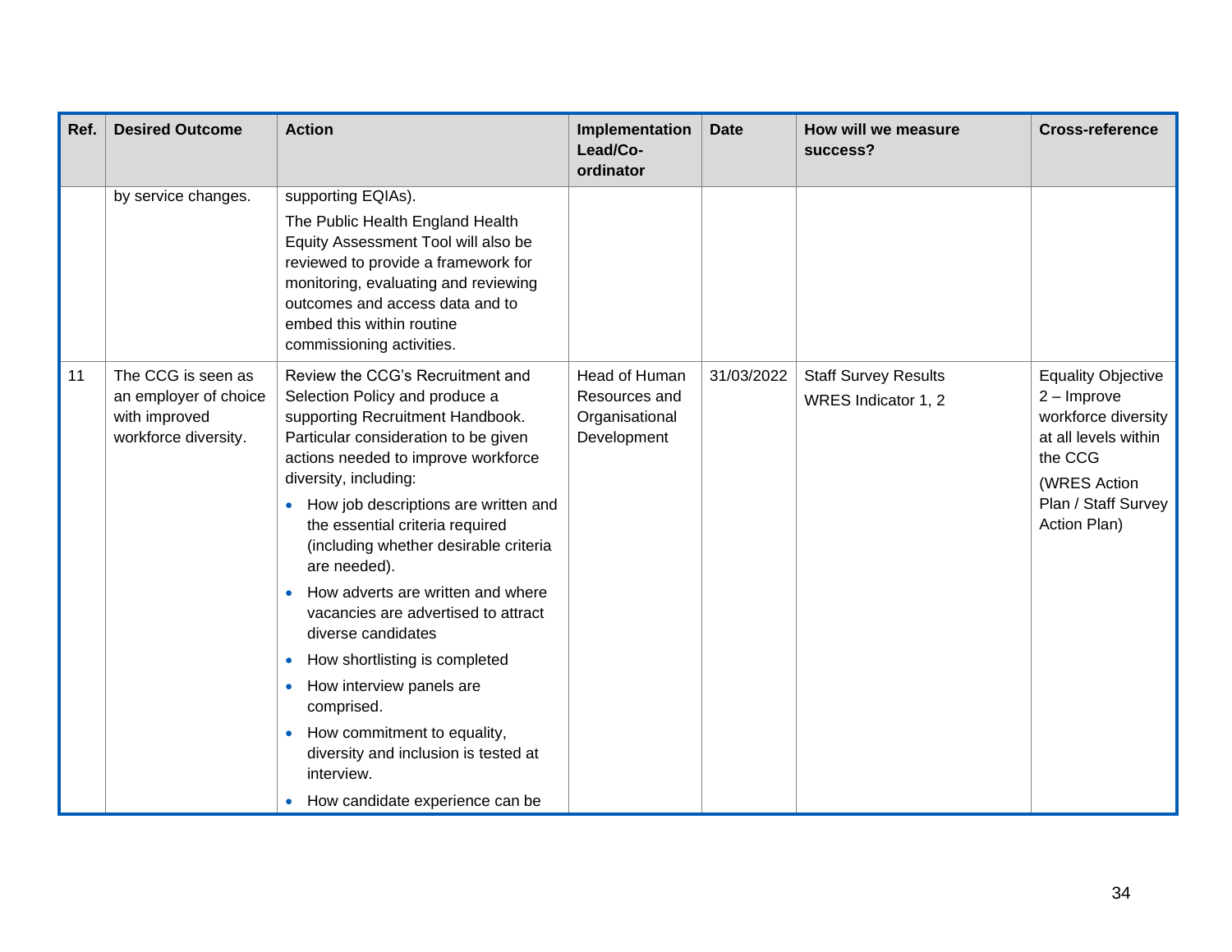| Ref. | Desired Outcome | Action | Implementation Lead/Co-ordinator | Date | How will we measure success? | Cross-reference |
|---|---|---|---|---|---|---|
| | by service changes. | supporting EQIAs).<br><br>The Public Health England Health Equity Assessment Tool will also be reviewed to provide a framework for monitoring, evaluating and reviewing outcomes and access data and to embed this within routine commissioning activities. | | | | |
| 11 | The CCG is seen as an employer of choice with improved workforce diversity. | Review the CCG's Recruitment and Selection Policy and produce a supporting Recruitment Handbook. Particular consideration to be given actions needed to improve workforce diversity, including:<br>• How job descriptions are written and the essential criteria required (including whether desirable criteria are needed).<br>• How adverts are written and where vacancies are advertised to attract diverse candidates<br>• How shortlisting is completed<br>• How interview panels are comprised.<br>• How commitment to equality, diversity and inclusion is tested at interview.<br>• How candidate experience can be | Head of Human Resources and Organisational Development | 31/03/2022 | Staff Survey Results<br><br>WRES Indicator 1, 2 | Equality Objective 2 – Improve workforce diversity at all levels within the CCG<br><br>(WRES Action Plan / Staff Survey Action Plan) |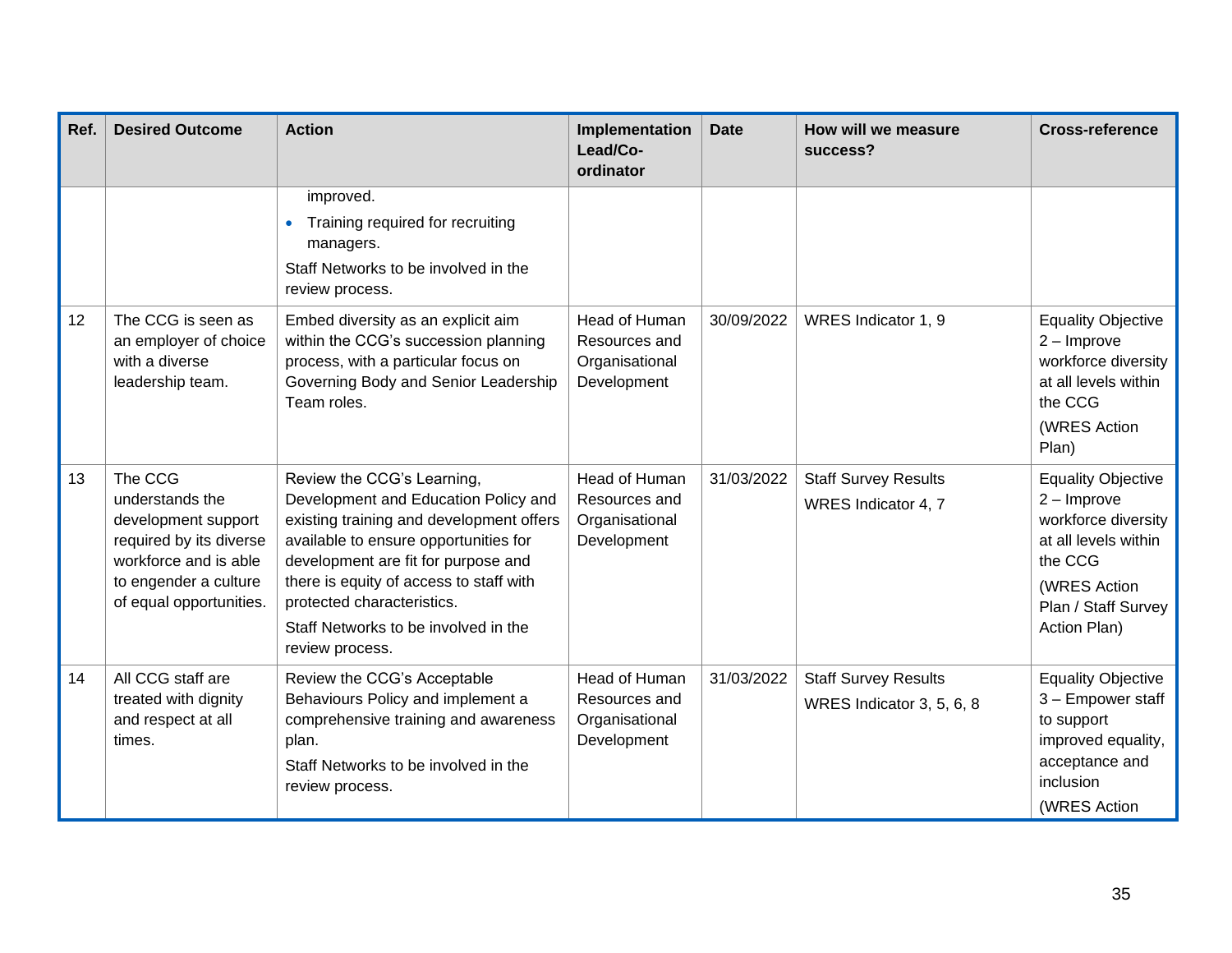| Ref. | Desired Outcome | Action | Implementation Lead/Co-ordinator | Date | How will we measure success? | Cross-reference |
|---|---|---|---|---|---|---|
| | | improved.<br>• Training required for recruiting managers.<br>Staff Networks to be involved in the review process. | | | | |
| 12 | The CCG is seen as an employer of choice with a diverse leadership team. | Embed diversity as an explicit aim within the CCG's succession planning process, with a particular focus on Governing Body and Senior Leadership Team roles. | Head of Human Resources and Organisational Development | 30/09/2022 | WRES Indicator 1, 9 | Equality Objective 2 – Improve workforce diversity at all levels within the CCG<br>(WRES Action Plan) |
| 13 | The CCG understands the development support required by its diverse workforce and is able to engender a culture of equal opportunities. | Review the CCG's Learning, Development and Education Policy and existing training and development offers available to ensure opportunities for development are fit for purpose and there is equity of access to staff with protected characteristics.<br>Staff Networks to be involved in the review process. | Head of Human Resources and Organisational Development | 31/03/2022 | Staff Survey Results<br>WRES Indicator 4, 7 | Equality Objective 2 – Improve workforce diversity at all levels within the CCG<br>(WRES Action Plan / Staff Survey Action Plan) |
| 14 | All CCG staff are treated with dignity and respect at all times. | Review the CCG's Acceptable Behaviours Policy and implement a comprehensive training and awareness plan.<br>Staff Networks to be involved in the review process. | Head of Human Resources and Organisational Development | 31/03/2022 | Staff Survey Results<br>WRES Indicator 3, 5, 6, 8 | Equality Objective 3 – Empower staff to support improved equality, acceptance and inclusion<br>(WRES Action |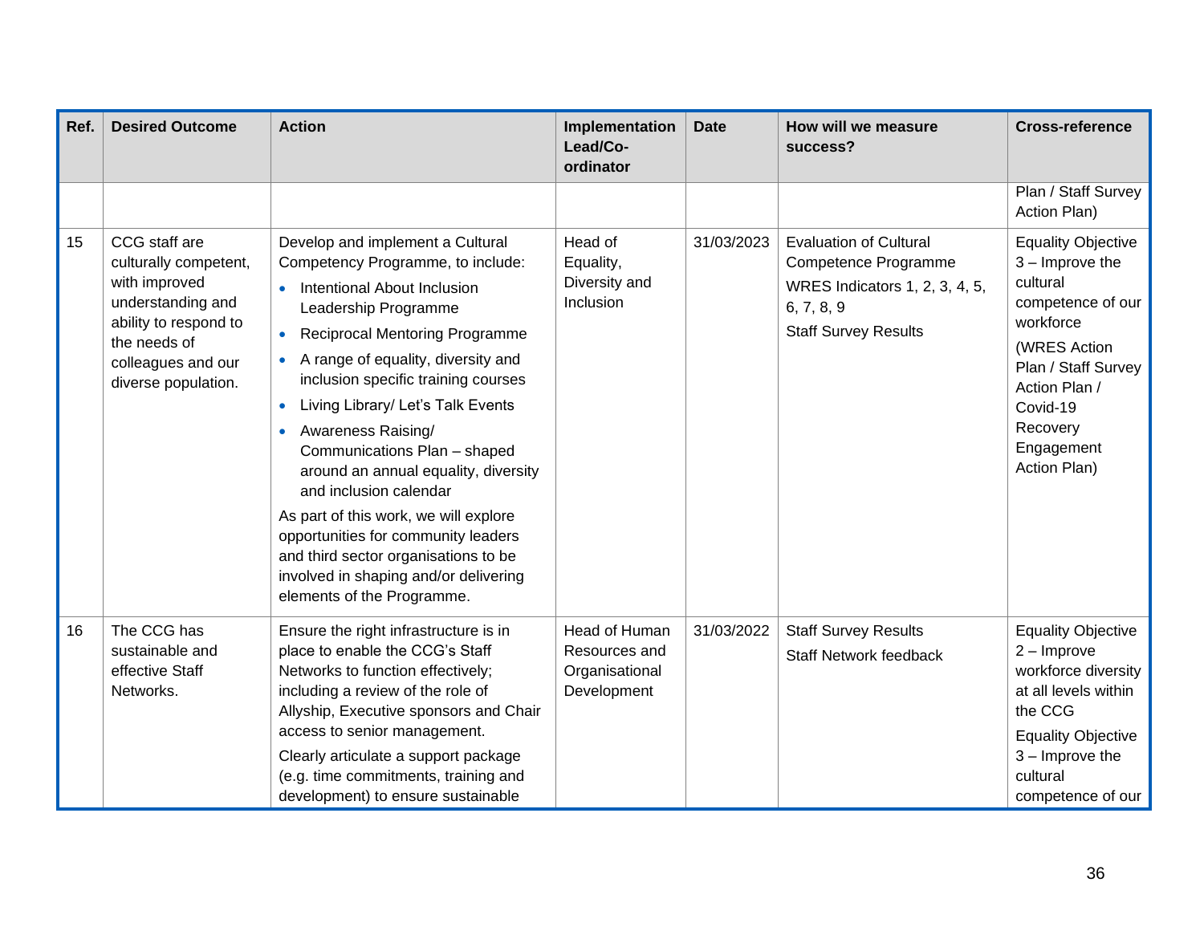| Ref. | Desired Outcome | Action | Implementation Lead/Co-ordinator | Date | How will we measure success? | Cross-reference |
|---|---|---|---|---|---|---|
| | | | | | | Plan / Staff Survey Action Plan) |
| 15 | CCG staff are culturally competent, with improved understanding and ability to respond to the needs of colleagues and our diverse population. | Develop and implement a Cultural Competency Programme, to include:<br>• Intentional About Inclusion Leadership Programme<br>• Reciprocal Mentoring Programme<br>• A range of equality, diversity and inclusion specific training courses<br>• Living Library/ Let's Talk Events<br>• Awareness Raising/ Communications Plan – shaped around an annual equality, diversity and inclusion calendar<br>As part of this work, we will explore opportunities for community leaders and third sector organisations to be involved in shaping and/or delivering elements of the Programme. | Head of Equality, Diversity and Inclusion | 31/03/2023 | Evaluation of Cultural Competence Programme<br>WRES Indicators 1, 2, 3, 4, 5, 6, 7, 8, 9<br>Staff Survey Results | Equality Objective 3 – Improve the cultural competence of our workforce<br>(WRES Action Plan / Staff Survey Action Plan / Covid-19 Recovery Engagement Action Plan) |
| 16 | The CCG has sustainable and effective Staff Networks. | Ensure the right infrastructure is in place to enable the CCG's Staff Networks to function effectively; including a review of the role of Allyship, Executive sponsors and Chair access to senior management.<br>Clearly articulate a support package (e.g. time commitments, training and development) to ensure sustainable | Head of Human Resources and Organisational Development | 31/03/2022 | Staff Survey Results<br>Staff Network feedback | Equality Objective 2 – Improve workforce diversity at all levels within the CCG<br>Equality Objective 3 – Improve the cultural competence of our |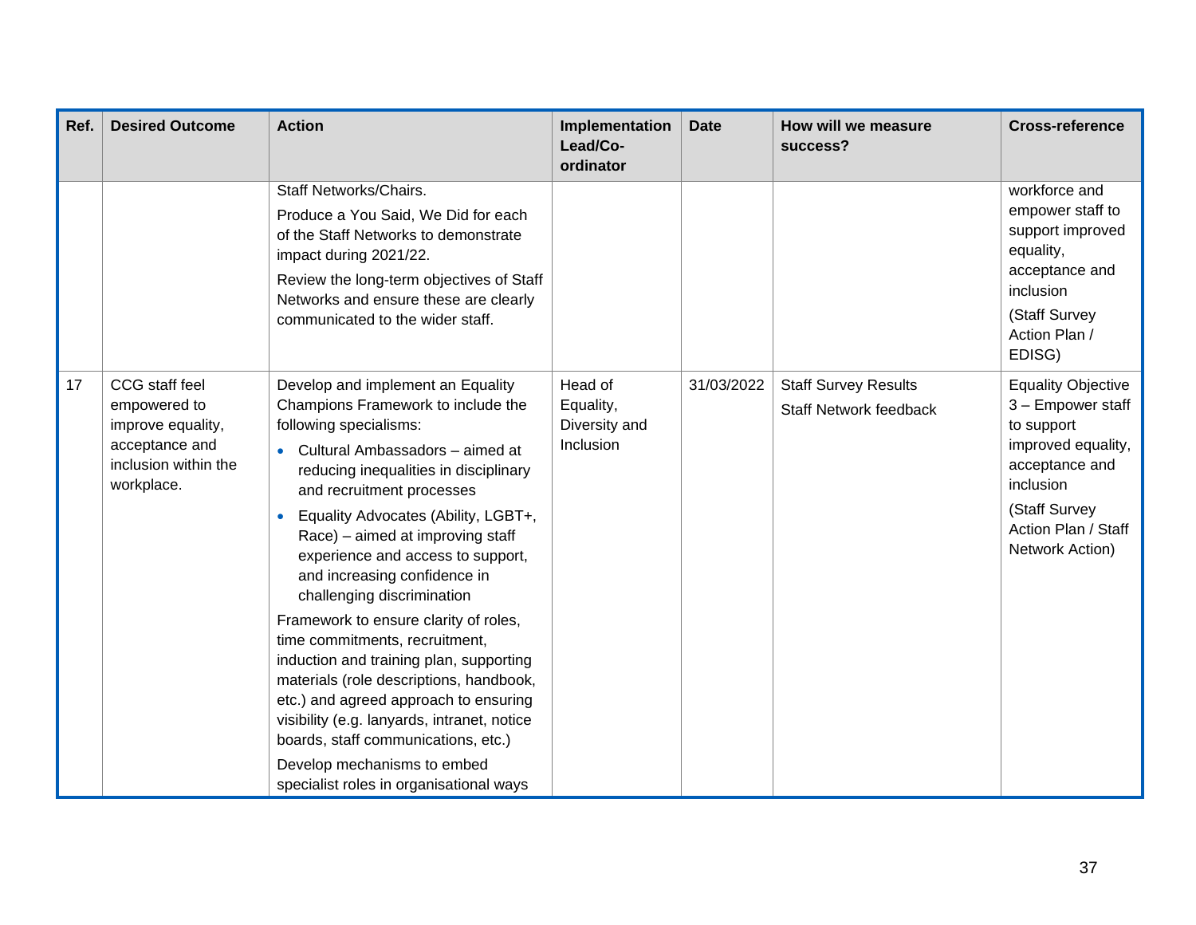| Ref. | Desired Outcome | Action | Implementation Lead/Co-ordinator | Date | How will we measure success? | Cross-reference |
|---|---|---|---|---|---|---|
| | | Staff Networks/Chairs.<br>Produce a You Said, We Did for each of the Staff Networks to demonstrate impact during 2021/22.<br>Review the long-term objectives of Staff Networks and ensure these are clearly communicated to the wider staff. | | | | workforce and empower staff to support improved equality, acceptance and inclusion<br>(Staff Survey Action Plan / EDISG) |
| 17 | CCG staff feel empowered to improve equality, acceptance and inclusion within the workplace. | Develop and implement an Equality Champions Framework to include the following specialisms:<br>• Cultural Ambassadors – aimed at reducing inequalities in disciplinary and recruitment processes<br>• Equality Advocates (Ability, LGBT+, Race) – aimed at improving staff experience and access to support, and increasing confidence in challenging discrimination<br>Framework to ensure clarity of roles, time commitments, recruitment, induction and training plan, supporting materials (role descriptions, handbook, etc.) and agreed approach to ensuring visibility (e.g. lanyards, intranet, notice boards, staff communications, etc.)<br>Develop mechanisms to embed specialist roles in organisational ways | Head of Equality, Diversity and Inclusion | 31/03/2022 | Staff Survey Results<br>Staff Network feedback | Equality Objective 3 – Empower staff to support improved equality, acceptance and inclusion<br>(Staff Survey Action Plan / Staff Network Action) |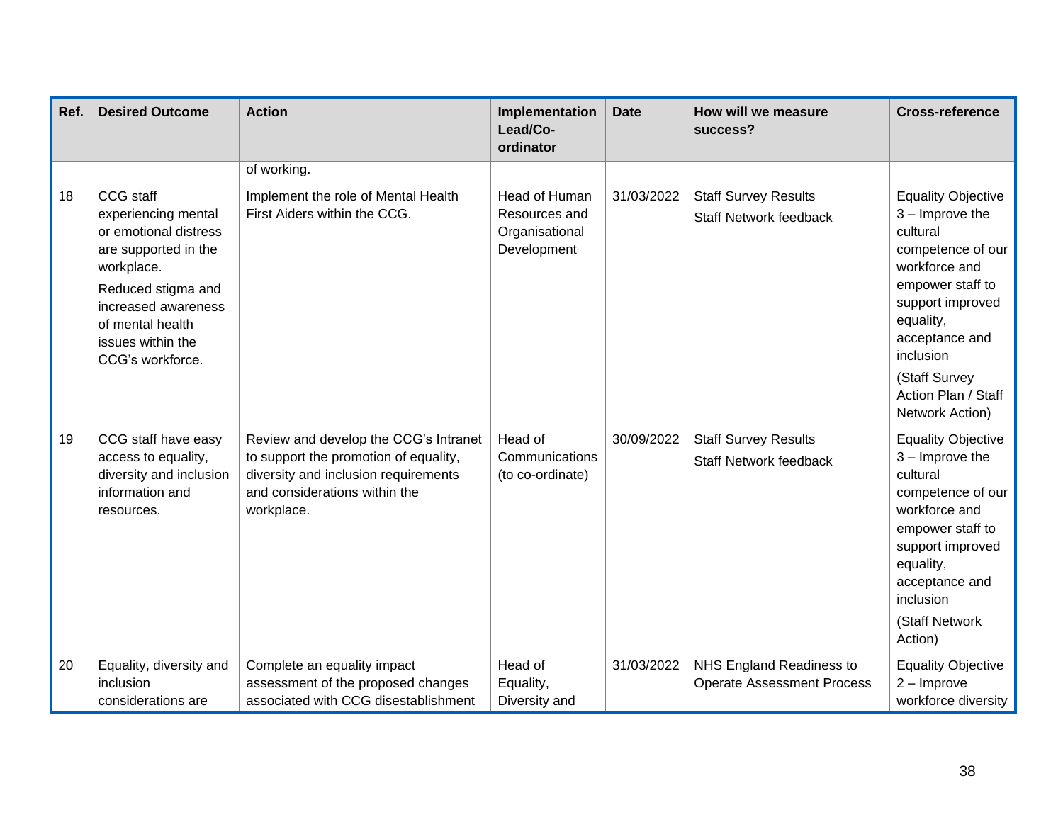| Ref. | Desired Outcome | Action | Implementation Lead/Co-ordinator | Date | How will we measure success? | Cross-reference |
| --- | --- | --- | --- | --- | --- | --- |
| | | of working. | | | | |
| 18 | CCG staff experiencing mental or emotional distress are supported in the workplace.<br>Reduced stigma and increased awareness of mental health issues within the CCG's workforce. | Implement the role of Mental Health First Aiders within the CCG. | Head of Human Resources and Organisational Development | 31/03/2022 | Staff Survey Results<br>Staff Network feedback | Equality Objective 3 – Improve the cultural competence of our workforce and empower staff to support improved equality, acceptance and inclusion<br>(Staff Survey Action Plan / Staff Network Action) |
| 19 | CCG staff have easy access to equality, diversity and inclusion information and resources. | Review and develop the CCG's Intranet to support the promotion of equality, diversity and inclusion requirements and considerations within the workplace. | Head of Communications (to co-ordinate) | 30/09/2022 | Staff Survey Results<br>Staff Network feedback | Equality Objective 3 – Improve the cultural competence of our workforce and empower staff to support improved equality, acceptance and inclusion<br>(Staff Network Action) |
| 20 | Equality, diversity and inclusion considerations are | Complete an equality impact assessment of the proposed changes associated with CCG disestablishment | Head of Equality, Diversity and | 31/03/2022 | NHS England Readiness to Operate Assessment Process | Equality Objective 2 – Improve workforce diversity |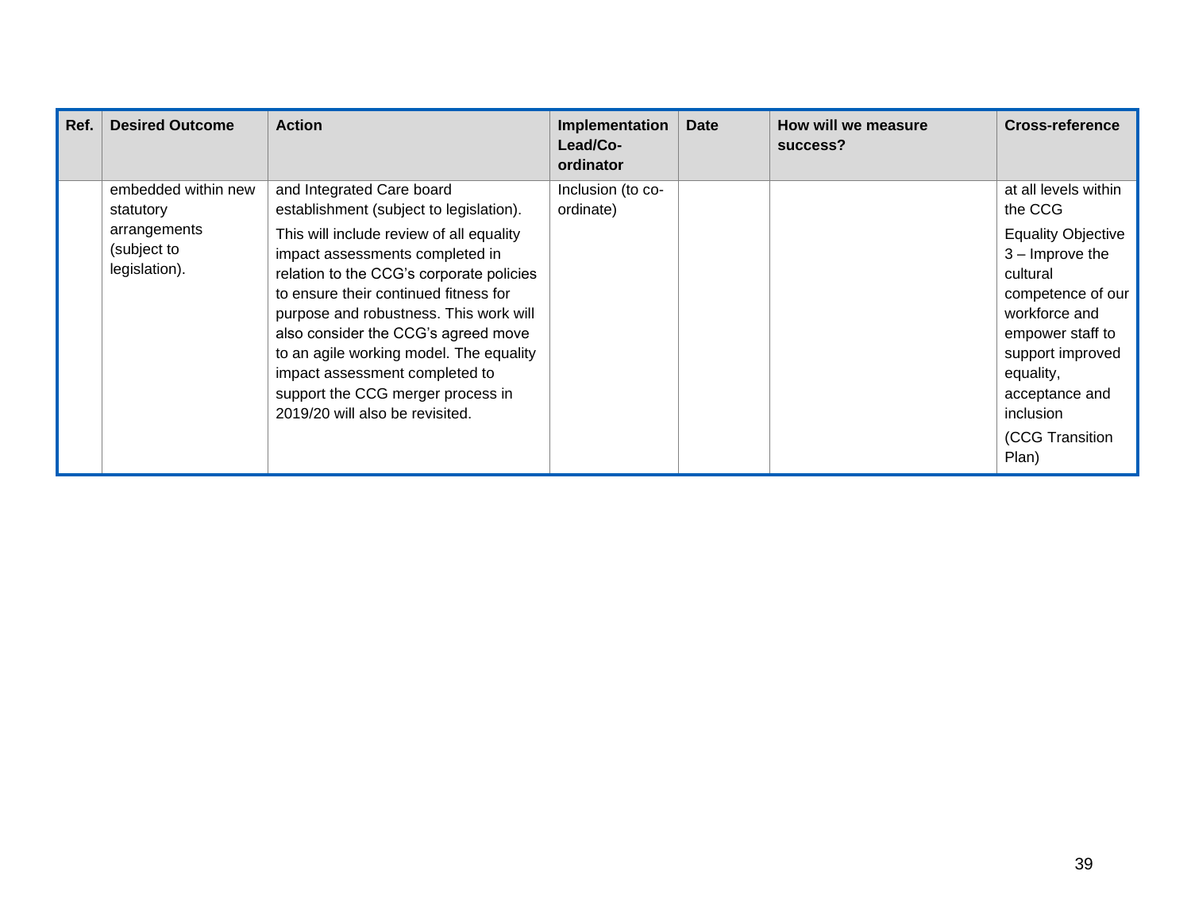| Ref. | Desired Outcome | Action | Implementation Lead/Co-ordinator | Date | How will we measure success? | Cross-reference |
|---|---|---|---|---|---|---|
| | embedded within new statutory arrangements (subject to legislation). | and Integrated Care board establishment (subject to legislation). This will include review of all equality impact assessments completed in relation to the CCG's corporate policies to ensure their continued fitness for purpose and robustness. This work will also consider the CCG's agreed move to an agile working model. The equality impact assessment completed to support the CCG merger process in 2019/20 will also be revisited. | Inclusion (to co-ordinate) | | | at all levels within the CCG Equality Objective 3 – Improve the cultural competence of our workforce and empower staff to support improved equality, acceptance and inclusion (CCG Transition Plan) |